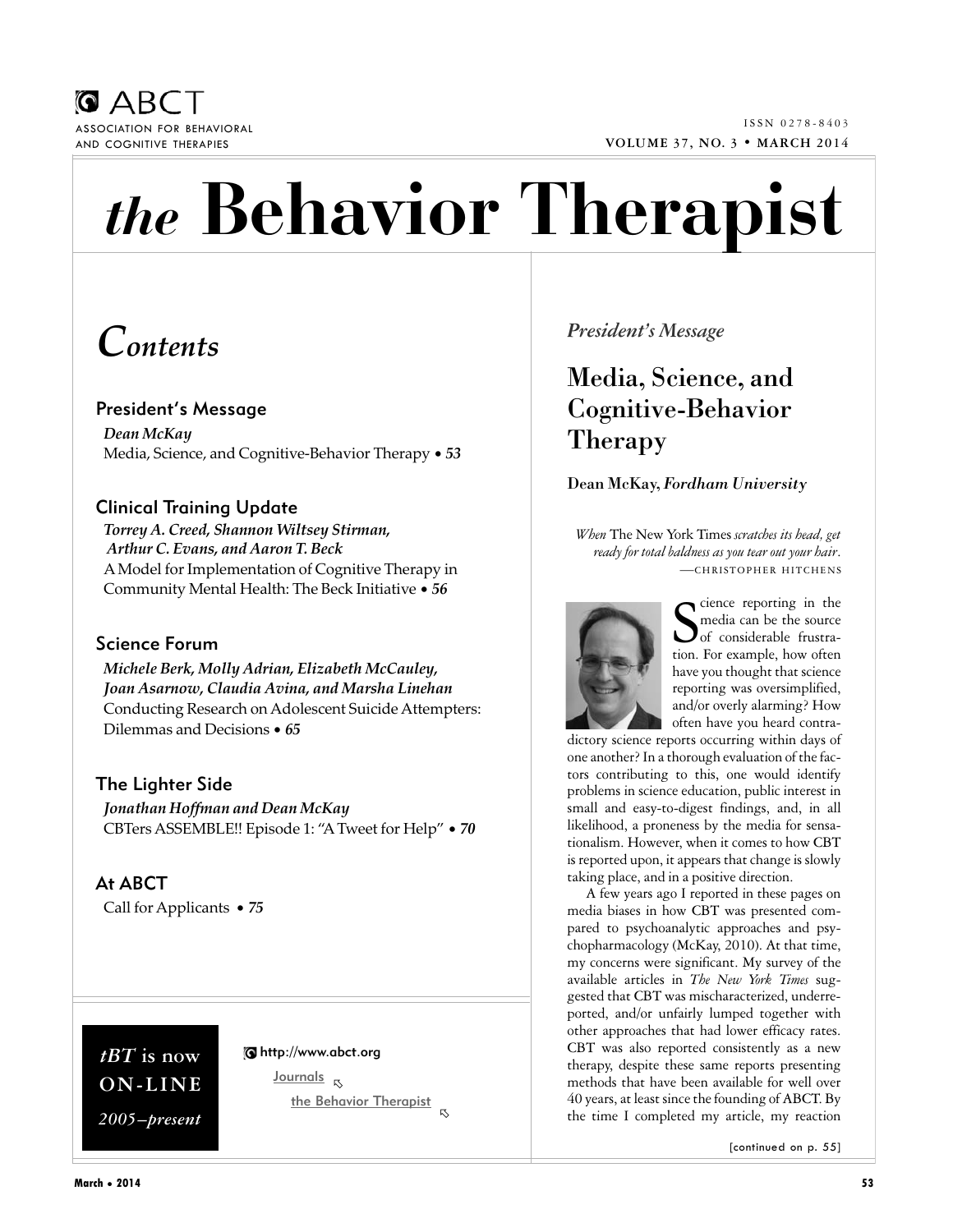ABCT

ASSOCIATION FOR BEHAVIORAL AND COGNITIVE THERAPIES

ISSN 0278-8403

VOLUME 37, NO. 3 • MARCH 2014

# *the* Behavior Therapist

## *Contents*

**President's Message**

*Dean McKay*
Media, Science, and Cognitive-Behavior Therapy • *53*

**Clinical Training Update**

*Torrey A. Creed, Shannon Wiltsey Stirman, Arthur C. Evans, and Aaron T. Beck*
A Model for Implementation of Cognitive Therapy in Community Mental Health: The Beck Initiative • *56*

**Science Forum**

*Michele Berk, Molly Adrian, Elizabeth McCauley, Joan Asarnow, Claudia Avina, and Marsha Linehan*
Conducting Research on Adolescent Suicide Attempters: Dilemmas and Decisions • *65*

**The Lighter Side**

*Jonathan Hoffman and Dean McKay*
CBTers ASSEMBLE!! Episode 1: "A Tweet for Help" • *70*

**At ABCT**

Call for Applicants • *75*

*tBT* is now ON-LINE *2005–present*

http://www.abct.org
Journals
the Behavior Therapist

*President's Message*

## Media, Science, and Cognitive-Behavior Therapy

**Dean McKay,** *Fordham University*

*When* The New York Times *scratches its head, get ready for total baldness as you tear out your hair.*
—CHRISTOPHER HITCHENS

Science reporting in the media can be the source of considerable frustration. For example, how often have you thought that science reporting was oversimplified, and/or overly alarming? How often have you heard contradictory science reports occurring within days of one another? In a thorough evaluation of the factors contributing to this, one would identify problems in science education, public interest in small and easy-to-digest findings, and, in all likelihood, a proneness by the media for sensationalism. However, when it comes to how CBT is reported upon, it appears that change is slowly taking place, and in a positive direction.

A few years ago I reported in these pages on media biases in how CBT was presented compared to psychoanalytic approaches and psychopharmacology (McKay, 2010). At that time, my concerns were significant. My survey of the available articles in *The New York Times* suggested that CBT was mischaracterized, underreported, and/or unfairly lumped together with other approaches that had lower efficacy rates. CBT was also reported consistently as a new therapy, despite these same reports presenting methods that have been available for well over 40 years, at least since the founding of ABCT. By the time I completed my article, my reaction

[continued on p. 55]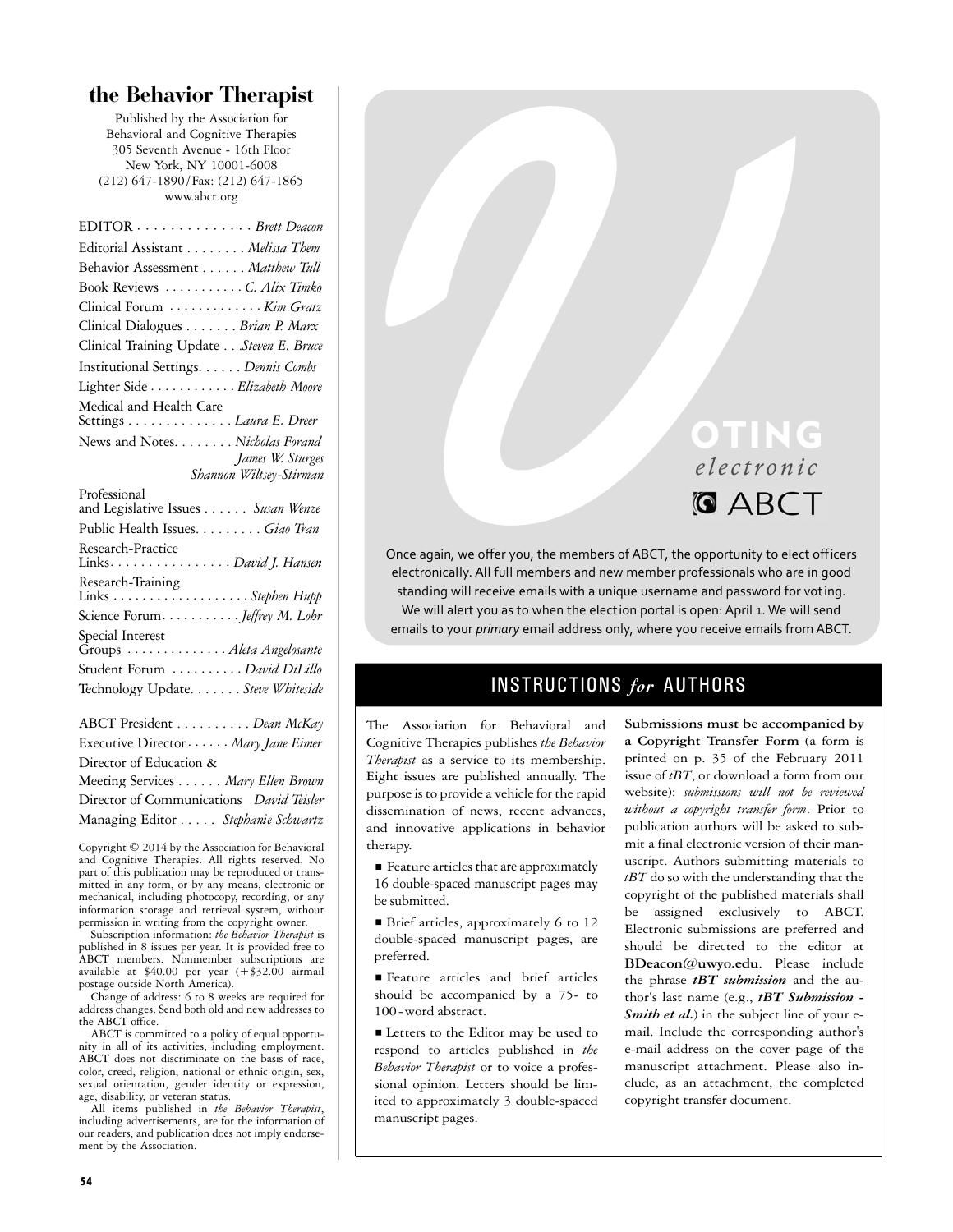## the Behavior Therapist

Published by the Association for Behavioral and Cognitive Therapies
305 Seventh Avenue - 16th Floor
New York, NY 10001-6008
(212) 647-1890/Fax: (212) 647-1865
www.abct.org

EDITOR . . . . . . . . . . . . . . *Brett Deacon*
Editorial Assistant . . . . . . . . *Melissa Them*
Behavior Assessment . . . . . . *Matthew Tull*
Book Reviews . . . . . . . . . . . *C. Alix Timko*
Clinical Forum . . . . . . . . . . . . *Kim Gratz*
Clinical Dialogues . . . . . . . *Brian P. Marx*
Clinical Training Update . . . *Steven E. Bruce*
Institutional Settings. . . . . . *Dennis Combs*
Lighter Side . . . . . . . . . . . *Elizabeth Moore*
Medical and Health Care Settings . . . . . . . . . . . . . . *Laura E. Dreer*
News and Notes. . . . . . . . *Nicholas Forand*, *James W. Sturges*, *Shannon Wiltsey-Stirman*
Professional and Legislative Issues . . . . . . *Susan Wenze*
Public Health Issues. . . . . . . . . *Giao Tran*
Research-Practice Links. . . . . . . . . . . . . . . . *David J. Hansen*
Research-Training Links . . . . . . . . . . . . . . . . . . *Stephen Hupp*
Science Forum. . . . . . . . . . . *Jeffrey M. Lohr*
Special Interest Groups . . . . . . . . . . . . . . *Aleta Angelosante*
Student Forum . . . . . . . . . . *David DiLillo*
Technology Update. . . . . . . *Steve Whiteside*

ABCT President . . . . . . . . . . *Dean McKay*
Executive Director . . . . . . *Mary Jane Eimer*
Director of Education & Meeting Services . . . . . . *Mary Ellen Brown*
Director of Communications *David Teisler*
Managing Editor . . . . . *Stephanie Schwartz*

Copyright © 2014 by the Association for Behavioral and Cognitive Therapies. All rights reserved. No part of this publication may be reproduced or transmitted in any form, or by any means, electronic or mechanical, including photocopy, recording, or any information storage and retrieval system, without permission in writing from the copyright owner.

Subscription information: *the Behavior Therapist* is published in 8 issues per year. It is provided free to ABCT members. Nonmember subscriptions are available at $40.00 per year (+$32.00 airmail postage outside North America).

Change of address: 6 to 8 weeks are required for address changes. Send both old and new addresses to the ABCT office.

ABCT is committed to a policy of equal opportunity in all of its activities, including employment. ABCT does not discriminate on the basis of race, color, creed, religion, national or ethnic origin, sex, sexual orientation, gender identity or expression, age, disability, or veteran status.

All items published in *the Behavior Therapist*, including advertisements, are for the information of our readers, and publication does not imply endorsement by the Association.

## VOTING *electronic* ABCT

Once again, we offer you, the members of ABCT, the opportunity to elect officers electronically. All full members and new member professionals who are in good standing will receive emails with a unique username and password for voting. We will alert you as to when the election portal is open: April 1. We will send emails to your *primary* email address only, where you receive emails from ABCT.

## INSTRUCTIONS *for* AUTHORS

The Association for Behavioral and Cognitive Therapies publishes *the Behavior Therapist* as a service to its membership. Eight issues are published annually. The purpose is to provide a vehicle for the rapid dissemination of news, recent advances, and innovative applications in behavior therapy.

- Feature articles that are approximately 16 double-spaced manuscript pages may be submitted.
- Brief articles, approximately 6 to 12 double-spaced manuscript pages, are preferred.
- Feature articles and brief articles should be accompanied by a 75- to 100-word abstract.
- Letters to the Editor may be used to respond to articles published in *the Behavior Therapist* or to voice a professional opinion. Letters should be limited to approximately 3 double-spaced manuscript pages.

**Submissions must be accompanied by a Copyright Transfer Form** (a form is printed on p. 35 of the February 2011 issue of *tBT*, or download a form from our website): *submissions will not be reviewed without a copyright transfer form*. Prior to publication authors will be asked to submit a final electronic version of their manuscript. Authors submitting materials to *tBT* do so with the understanding that the copyright of the published materials shall be assigned exclusively to ABCT. Electronic submissions are preferred and should be directed to the editor at **BDeacon@uwyo.edu**. Please include the phrase ***tBT submission*** and the author's last name (e.g., ***tBT Submission - Smith et al.***) in the subject line of your e-mail. Include the corresponding author's e-mail address on the cover page of the manuscript attachment. Please also include, as an attachment, the completed copyright transfer document.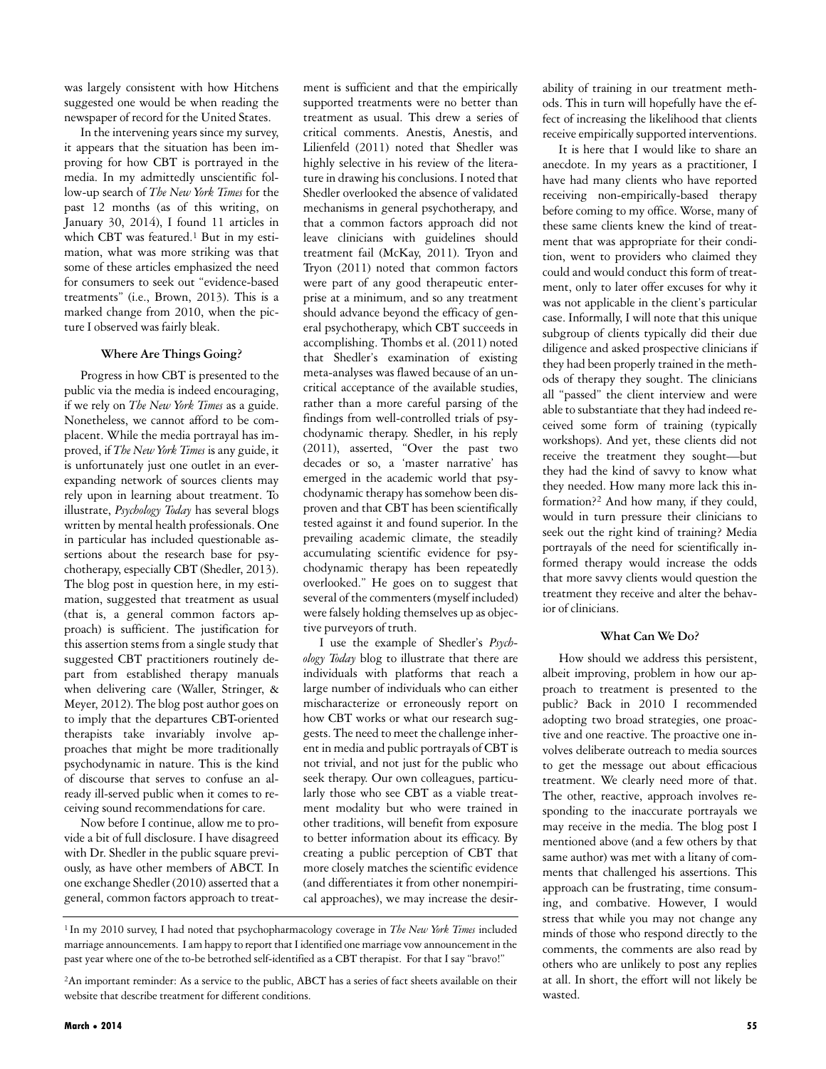was largely consistent with how Hitchens suggested one would be when reading the newspaper of record for the United States.

In the intervening years since my survey, it appears that the situation has been improving for how CBT is portrayed in the media. In my admittedly unscientific follow-up search of *The New York Times* for the past 12 months (as of this writing, on January 30, 2014), I found 11 articles in which CBT was featured.[1] But in my estimation, what was more striking was that some of these articles emphasized the need for consumers to seek out "evidence-based treatments" (i.e., Brown, 2013). This is a marked change from 2010, when the picture I observed was fairly bleak.

### Where Are Things Going?

Progress in how CBT is presented to the public via the media is indeed encouraging, if we rely on *The New York Times* as a guide. Nonetheless, we cannot afford to be complacent. While the media portrayal has improved, if *The New York Times* is any guide, it is unfortunately just one outlet in an ever-expanding network of sources clients may rely upon in learning about treatment. To illustrate, *Psychology Today* has several blogs written by mental health professionals. One in particular has included questionable assertions about the research base for psychotherapy, especially CBT (Shedler, 2013). The blog post in question here, in my estimation, suggested that treatment as usual (that is, a general common factors approach) is sufficient. The justification for this assertion stems from a single study that suggested CBT practitioners routinely depart from established therapy manuals when delivering care (Waller, Stringer, & Meyer, 2012). The blog post author goes on to imply that the departures CBT-oriented therapists take invariably involve approaches that might be more traditionally psychodynamic in nature. This is the kind of discourse that serves to confuse an already ill-served public when it comes to receiving sound recommendations for care.

Now before I continue, allow me to provide a bit of full disclosure. I have disagreed with Dr. Shedler in the public square previously, as have other members of ABCT. In one exchange Shedler (2010) asserted that a general, common factors approach to treatment is sufficient and that the empirically supported treatments were no better than treatment as usual. This drew a series of critical comments. Anestis, Anestis, and Lilienfeld (2011) noted that Shedler was highly selective in his review of the literature in drawing his conclusions. I noted that Shedler overlooked the absence of validated mechanisms in general psychotherapy, and that a common factors approach did not leave clinicians with guidelines should treatment fail (McKay, 2011). Tryon and Tryon (2011) noted that common factors were part of any good therapeutic enterprise at a minimum, and so any treatment should advance beyond the efficacy of general psychotherapy, which CBT succeeds in accomplishing. Thombs et al. (2011) noted that Shedler's examination of existing meta-analyses was flawed because of an uncritical acceptance of the available studies, rather than a more careful parsing of the findings from well-controlled trials of psychodynamic therapy. Shedler, in his reply (2011), asserted, "Over the past two decades or so, a 'master narrative' has emerged in the academic world that psychodynamic therapy has somehow been disproven and that CBT has been scientifically tested against it and found superior. In the prevailing academic climate, the steadily accumulating scientific evidence for psychodynamic therapy has been repeatedly overlooked." He goes on to suggest that several of the commenters (myself included) were falsely holding themselves up as objective purveyors of truth.

I use the example of Shedler's *Psychology Today* blog to illustrate that there are individuals with platforms that reach a large number of individuals who can either mischaracterize or erroneously report on how CBT works or what our research suggests. The need to meet the challenge inherent in media and public portrayals of CBT is not trivial, and not just for the public who seek therapy. Our own colleagues, particularly those who see CBT as a viable treatment modality but who were trained in other traditions, will benefit from exposure to better information about its efficacy. By creating a public perception of CBT that more closely matches the scientific evidence (and differentiates it from other nonempirical approaches), we may increase the desirability of training in our treatment methods. This in turn will hopefully have the effect of increasing the likelihood that clients receive empirically supported interventions.

It is here that I would like to share an anecdote. In my years as a practitioner, I have had many clients who have reported receiving non-empirically-based therapy before coming to my office. Worse, many of these same clients knew the kind of treatment that was appropriate for their condition, went to providers who claimed they could and would conduct this form of treatment, only to later offer excuses for why it was not applicable in the client's particular case. Informally, I will note that this unique subgroup of clients typically did their due diligence and asked prospective clinicians if they had been properly trained in the methods of therapy they sought. The clinicians all "passed" the client interview and were able to substantiate that they had indeed received some form of training (typically workshops). And yet, these clients did not receive the treatment they sought—but they had the kind of savvy to know what they needed. How many more lack this information?[2] And how many, if they could, would in turn pressure their clinicians to seek out the right kind of training? Media portrayals of the need for scientifically informed therapy would increase the odds that more savvy clients would question the treatment they receive and alter the behavior of clinicians.

### What Can We Do?

How should we address this persistent, albeit improving, problem in how our approach to treatment is presented to the public? Back in 2010 I recommended adopting two broad strategies, one proactive and one reactive. The proactive one involves deliberate outreach to media sources to get the message out about efficacious treatment. We clearly need more of that. The other, reactive, approach involves responding to the inaccurate portrayals we may receive in the media. The blog post I mentioned above (and a few others by that same author) was met with a litany of comments that challenged his assertions. This approach can be frustrating, time consuming, and combative. However, I would stress that while you may not change any minds of those who respond directly to the comments, the comments are also read by others who are unlikely to post any replies at all. In short, the effort will not likely be wasted.

---

[1] In my 2010 survey, I had noted that psychopharmacology coverage in *The New York Times* included marriage announcements. I am happy to report that I identified one marriage vow announcement in the past year where one of the to-be betrothed self-identified as a CBT therapist. For that I say "bravo!"

[2] An important reminder: As a service to the public, ABCT has a series of fact sheets available on their website that describe treatment for different conditions.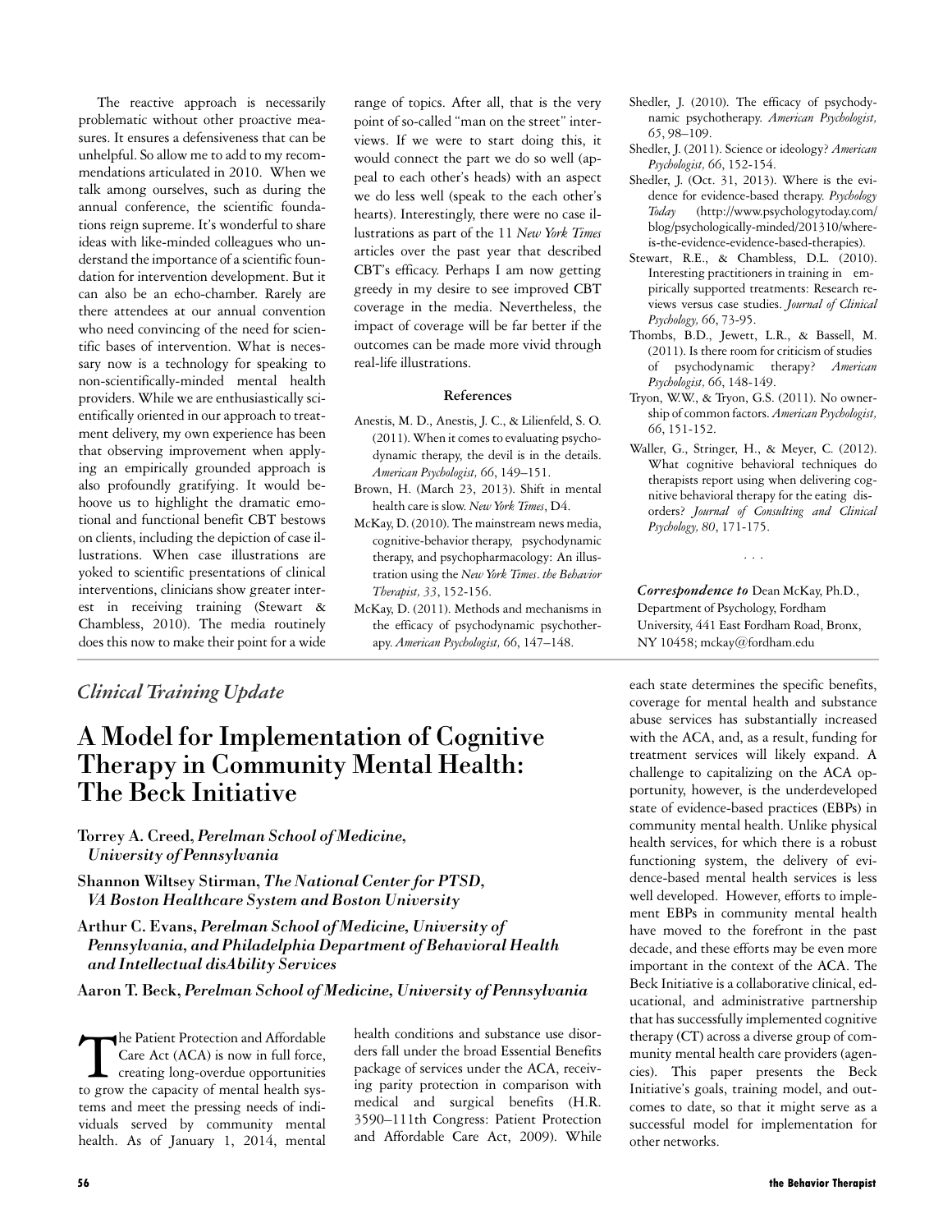The reactive approach is necessarily problematic without other proactive measures. It ensures a defensiveness that can be unhelpful. So allow me to add to my recommendations articulated in 2010. When we talk among ourselves, such as during the annual conference, the scientific foundations reign supreme. It's wonderful to share ideas with like-minded colleagues who understand the importance of a scientific foundation for intervention development. But it can also be an echo-chamber. Rarely are there attendees at our annual convention who need convincing of the need for scientific bases of intervention. What is necessary now is a technology for speaking to non-scientifically-minded mental health providers. While we are enthusiastically scientifically oriented in our approach to treatment delivery, my own experience has been that observing improvement when applying an empirically grounded approach is also profoundly gratifying. It would behoove us to highlight the dramatic emotional and functional benefit CBT bestows on clients, including the depiction of case illustrations. When case illustrations are yoked to scientific presentations of clinical interventions, clinicians show greater interest in receiving training (Stewart & Chambless, 2010). The media routinely does this now to make their point for a wide range of topics. After all, that is the very point of so-called "man on the street" interviews. If we were to start doing this, it would connect the part we do so well (appeal to each other's heads) with an aspect we do less well (speak to the each other's hearts). Interestingly, there were no case illustrations as part of the 11 *New York Times* articles over the past year that described CBT's efficacy. Perhaps I am now getting greedy in my desire to see improved CBT coverage in the media. Nevertheless, the impact of coverage will be far better if the outcomes can be made more vivid through real-life illustrations.

#### References

Anestis, M. D., Anestis, J. C., & Lilienfeld, S. O. (2011). When it comes to evaluating psychodynamic therapy, the devil is in the details. *American Psychologist, 66*, 149–151.

Brown, H. (March 23, 2013). Shift in mental health care is slow. *New York Times*, D4.

McKay, D. (2010). The mainstream news media, cognitive-behavior therapy, psychodynamic therapy, and psychopharmacology: An illustration using the *New York Times*. *the Behavior Therapist, 33*, 152-156.

McKay, D. (2011). Methods and mechanisms in the efficacy of psychodynamic psychotherapy. *American Psychologist, 66*, 147–148.

Shedler, J. (2010). The efficacy of psychodynamic psychotherapy. *American Psychologist, 65*, 98–109.

Shedler, J. (2011). Science or ideology? *American Psychologist, 66*, 152-154.

Shedler, J. (Oct. 31, 2013). Where is the evidence for evidence-based therapy. *Psychology Today* (http://www.psychologytoday.com/blog/psychologically-minded/201310/where-is-the-evidence-evidence-based-therapies).

Stewart, R.E., & Chambless, D.L. (2010). Interesting practitioners in training in empirically supported treatments: Research reviews versus case studies. *Journal of Clinical Psychology, 66*, 73-95.

Thombs, B.D., Jewett, L.R., & Bassell, M. (2011). Is there room for criticism of studies of psychodynamic therapy? *American Psychologist, 66*, 148-149.

Tryon, W.W., & Tryon, G.S. (2011). No ownership of common factors. *American Psychologist, 66*, 151-152.

Waller, G., Stringer, H., & Meyer, C. (2012). What cognitive behavioral techniques do therapists report using when delivering cognitive behavioral therapy for the eating disorders? *Journal of Consulting and Clinical Psychology, 80*, 171-175.

. . .

***Correspondence to*** Dean McKay, Ph.D., Department of Psychology, Fordham University, 441 East Fordham Road, Bronx, NY 10458; mckay@fordham.edu

---

*Clinical Training Update*

# A Model for Implementation of Cognitive Therapy in Community Mental Health: The Beck Initiative

**Torrey A. Creed,** ***Perelman School of Medicine, University of Pennsylvania***

**Shannon Wiltsey Stirman,** ***The National Center for PTSD, VA Boston Healthcare System and Boston University***

**Arthur C. Evans,** ***Perelman School of Medicine, University of Pennsylvania, and Philadelphia Department of Behavioral Health and Intellectual disAbility Services***

**Aaron T. Beck,** ***Perelman School of Medicine, University of Pennsylvania***

The Patient Protection and Affordable Care Act (ACA) is now in full force, creating long-overdue opportunities to grow the capacity of mental health systems and meet the pressing needs of individuals served by community mental health. As of January 1, 2014, mental health conditions and substance use disorders fall under the broad Essential Benefits package of services under the ACA, receiving parity protection in comparison with medical and surgical benefits (H.R. 3590–111th Congress: Patient Protection and Affordable Care Act, 2009). While each state determines the specific benefits, coverage for mental health and substance abuse services has substantially increased with the ACA, and, as a result, funding for treatment services will likely expand. A challenge to capitalizing on the ACA opportunity, however, is the underdeveloped state of evidence-based practices (EBPs) in community mental health. Unlike physical health services, for which there is a robust functioning system, the delivery of evidence-based mental health services is less well developed. However, efforts to implement EBPs in community mental health have moved to the forefront in the past decade, and these efforts may be even more important in the context of the ACA. The Beck Initiative is a collaborative clinical, educational, and administrative partnership that has successfully implemented cognitive therapy (CT) across a diverse group of community mental health care providers (agencies). This paper presents the Beck Initiative's goals, training model, and outcomes to date, so that it might serve as a successful model for implementation for other networks.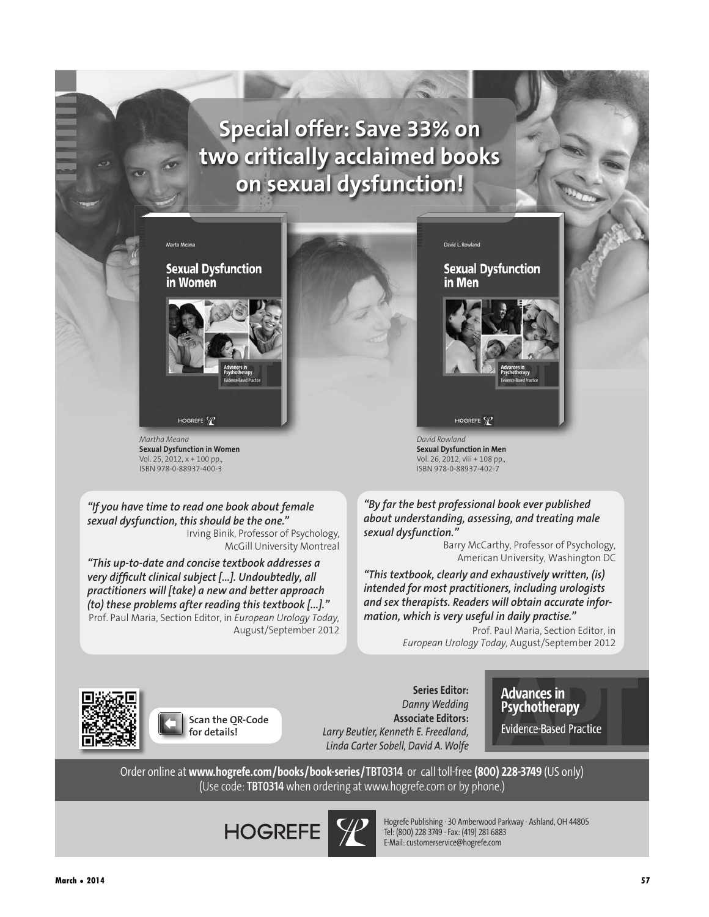# Special offer: Save 33% on two critically acclaimed books on sexual dysfunction!

*Martha Meana*
**Sexual Dysfunction in Women**
Vol. 25, 2012, x + 100 pp.,
ISBN 978-0-88937-400-3

*David Rowland*
**Sexual Dysfunction in Men**
Vol. 26, 2012, viii + 108 pp.,
ISBN 978-0-88937-402-7

*"If you have time to read one book about female sexual dysfunction, this should be the one."*
Irving Binik, Professor of Psychology, McGill University Montreal

*"This up-to-date and concise textbook addresses a very difficult clinical subject [...]. Undoubtedly, all practitioners will [take) a new and better approach (to) these problems after reading this textbook [...]."*
Prof. Paul Maria, Section Editor, in *European Urology Today,* August/September 2012

*"By far the best professional book ever published about understanding, assessing, and treating male sexual dysfunction."*
Barry McCarthy, Professor of Psychology, American University, Washington DC

*"This textbook, clearly and exhaustively written, (is) intended for most practitioners, including urologists and sex therapists. Readers will obtain accurate information, which is very useful in daily practise."*
Prof. Paul Maria, Section Editor, in *European Urology Today,* August/September 2012

Scan the QR-Code for details!

**Series Editor:**
*Danny Wedding*
**Associate Editors:**
*Larry Beutler, Kenneth E. Freedland, Linda Carter Sobell, David A. Wolfe*

**Advances in Psychotherapy**
Evidence-Based Practice

Order online at **www.hogrefe.com/books/book-series/TBT0314** or call toll-free **(800) 228-3749** (US only)
(Use code: **TBT0314** when ordering at www.hogrefe.com or by phone.)

HOGREFE

Hogrefe Publishing · 30 Amberwood Parkway · Ashland, OH 44805
Tel: (800) 228 3749 · Fax: (419) 281 6883
E-Mail: customerservice@hogrefe.com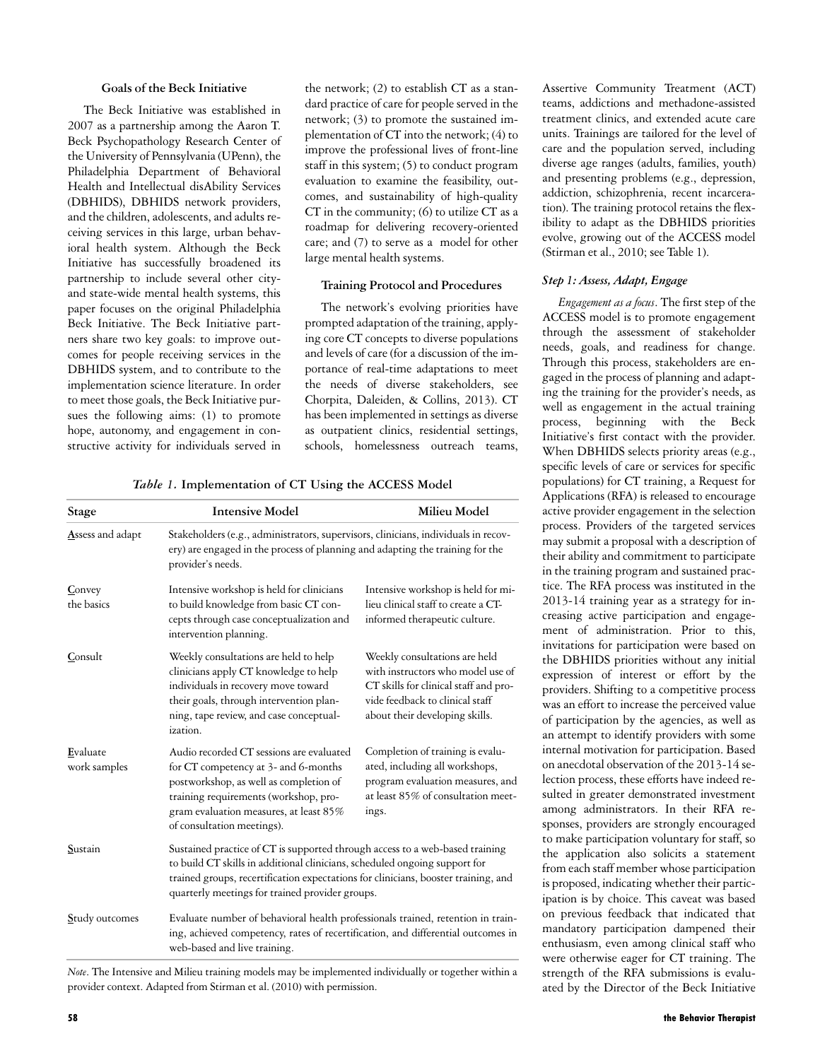### Goals of the Beck Initiative

The Beck Initiative was established in 2007 as a partnership among the Aaron T. Beck Psychopathology Research Center of the University of Pennsylvania (UPenn), the Philadelphia Department of Behavioral Health and Intellectual disAbility Services (DBHIDS), DBHIDS network providers, and the children, adolescents, and adults receiving services in this large, urban behavioral health system. Although the Beck Initiative has successfully broadened its partnership to include several other city- and state-wide mental health systems, this paper focuses on the original Philadelphia Beck Initiative. The Beck Initiative partners share two key goals: to improve outcomes for people receiving services in the DBHIDS system, and to contribute to the implementation science literature. In order to meet those goals, the Beck Initiative pursues the following aims: (1) to promote hope, autonomy, and engagement in constructive activity for individuals served in the network; (2) to establish CT as a standard practice of care for people served in the network; (3) to promote the sustained implementation of CT into the network; (4) to improve the professional lives of front-line staff in this system; (5) to conduct program evaluation to examine the feasibility, outcomes, and sustainability of high-quality CT in the community; (6) to utilize CT as a roadmap for delivering recovery-oriented care; and (7) to serve as a model for other large mental health systems.

### Training Protocol and Procedures

The network's evolving priorities have prompted adaptation of the training, applying core CT concepts to diverse populations and levels of care (for a discussion of the importance of real-time adaptations to meet the needs of diverse stakeholders, see Chorpita, Daleiden, & Collins, 2013). CT has been implemented in settings as diverse as outpatient clinics, residential settings, schools, homelessness outreach teams, Assertive Community Treatment (ACT) teams, addictions and methadone-assisted treatment clinics, and extended acute care units. Trainings are tailored for the level of care and the population served, including diverse age ranges (adults, families, youth) and presenting problems (e.g., depression, addiction, schizophrenia, recent incarceration). The training protocol retains the flexibility to adapt as the DBHIDS priorities evolve, growing out of the ACCESS model (Stirman et al., 2010; see Table 1).

*Table 1.* **Implementation of CT Using the ACCESS Model**

| Stage | Intensive Model | Milieu Model |
|---|---|---|
| Assess and adapt | Stakeholders (e.g., administrators, supervisors, clinicians, individuals in recovery) are engaged in the process of planning and adapting the training for the provider's needs. | |
| Convey the basics | Intensive workshop is held for clinicians to build knowledge from basic CT concepts through case conceptualization and intervention planning. | Intensive workshop is held for milieu clinical staff to create a CT-informed therapeutic culture. |
| Consult | Weekly consultations are held to help clinicians apply CT knowledge to help individuals in recovery move toward their goals, through intervention planning, tape review, and case conceptualization. | Weekly consultations are held with instructors who model use of CT skills for clinical staff and provide feedback to clinical staff about their developing skills. |
| Evaluate work samples | Audio recorded CT sessions are evaluated for CT competency at 3- and 6-months postworkshop, as well as completion of training requirements (workshop, program evaluation measures, at least 85% of consultation meetings). | Completion of training is evaluated, including all workshops, program evaluation measures, and at least 85% of consultation meetings. |
| Sustain | Sustained practice of CT is supported through access to a web-based training to build CT skills in additional clinicians, scheduled ongoing support for trained groups, recertification expectations for clinicians, booster training, and quarterly meetings for trained provider groups. | |
| Study outcomes | Evaluate number of behavioral health professionals trained, retention in training, achieved competency, rates of recertification, and differential outcomes in web-based and live training. | |

*Note*. The Intensive and Milieu training models may be implemented individually or together within a provider context. Adapted from Stirman et al. (2010) with permission.

#### *Step 1: Assess, Adapt, Engage*

*Engagement as a focus*. The first step of the ACCESS model is to promote engagement through the assessment of stakeholder needs, goals, and readiness for change. Through this process, stakeholders are engaged in the process of planning and adapting the training for the provider's needs, as well as engagement in the actual training process, beginning with the Beck Initiative's first contact with the provider. When DBHIDS selects priority areas (e.g., specific levels of care or services for specific populations) for CT training, a Request for Applications (RFA) is released to encourage active provider engagement in the selection process. Providers of the targeted services may submit a proposal with a description of their ability and commitment to participate in the training program and sustained practice. The RFA process was instituted in the 2013-14 training year as a strategy for increasing active participation and engagement of administration. Prior to this, invitations for participation were based on the DBHIDS priorities without any initial expression of interest or effort by the providers. Shifting to a competitive process was an effort to increase the perceived value of participation by the agencies, as well as an attempt to identify providers with some internal motivation for participation. Based on anecdotal observation of the 2013-14 selection process, these efforts have indeed resulted in greater demonstrated investment among administrators. In their RFA responses, providers are strongly encouraged to make participation voluntary for staff, so the application also solicits a statement from each staff member whose participation is proposed, indicating whether their participation is by choice. This caveat was based on previous feedback that indicated that mandatory participation dampened their enthusiasm, even among clinical staff who were otherwise eager for CT training. The strength of the RFA submissions is evaluated by the Director of the Beck Initiative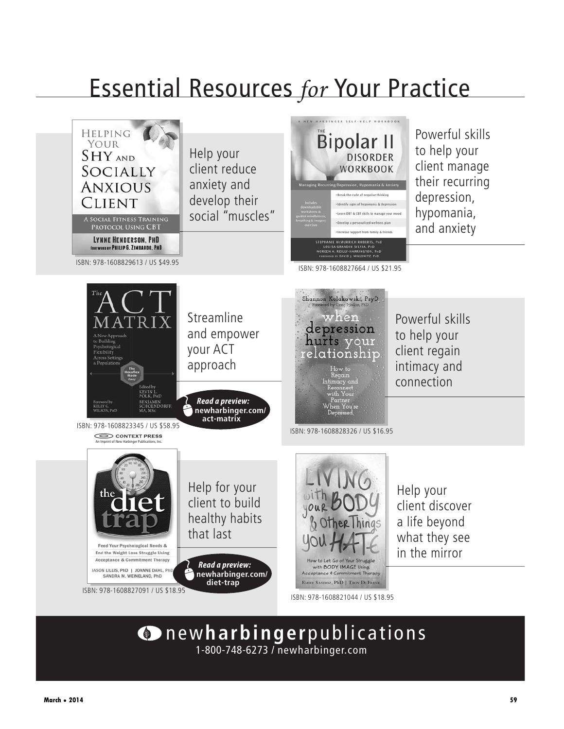# Essential Resources *for* Your Practice

**Helping Your Shy and Socially Anxious Client: A Social Fitness Training Protocol Using CBT**
Lynne Henderson, PhD — Foreword by Philip G. Zimbardo, PhD

Help your client reduce anxiety and develop their social "muscles"

ISBN: 978-1608829613 / US $49.95

**The Bipolar II Disorder Workbook: Managing Recurring Depression, Hypomania & Anxiety**
Stephanie McMurrich Roberts, PhD; Louisa Grandin Sylvia, PhD; Noreen A. Reilly-Harrington, PhD — Foreword by David J. Miklowitz, PhD

Powerful skills to help your client manage their recurring depression, hypomania, and anxiety

ISBN: 978-1608827664 / US $21.95

**The ACT Matrix: A New Approach to Building Psychological Flexibility Across Settings & Populations**
Edited by Kevin L. Polk, PhD; Benjamin Schoendorff, MA, MSc — Foreword by Kelly G. Wilson, PhD

Streamline and empower your ACT approach

*Read a preview:* **newharbinger.com/act-matrix**

ISBN: 978-1608823345 / US $58.95

CONTEXT PRESS — An Imprint of New Harbinger Publications, Inc.

**When Depression Hurts Your Relationship: How to Regain Intimacy and Reconnect with Your Partner When You're Depressed**
Shannon Kolakowski, PsyD — Foreword by Craig Malkin, PhD

Powerful skills to help your client regain intimacy and connection

ISBN: 978-1608828326 / US $16.95

**The Diet Trap: Feed Your Psychological Needs & End the Weight Loss Struggle Using Acceptance & Commitment Therapy**
Jason Lillis, PhD | Joanne Dahl, PhD | Sandra M. Weineland, PhD

Help for your client to build healthy habits that last

*Read a preview:* **newharbinger.com/diet-trap**

ISBN: 978-1608827091 / US $18.95

**Living with Your Body & Other Things You Hate: How to Let Go of Your Struggle with Body Image Using Acceptance & Commitment Therapy**
Emily Sandoz, PhD | Troy DuFrene

Help your client discover a life beyond what they see in the mirror

ISBN: 978-1608821044 / US $18.95

**newharbingerpublications**
1-800-748-6273 / newharbinger.com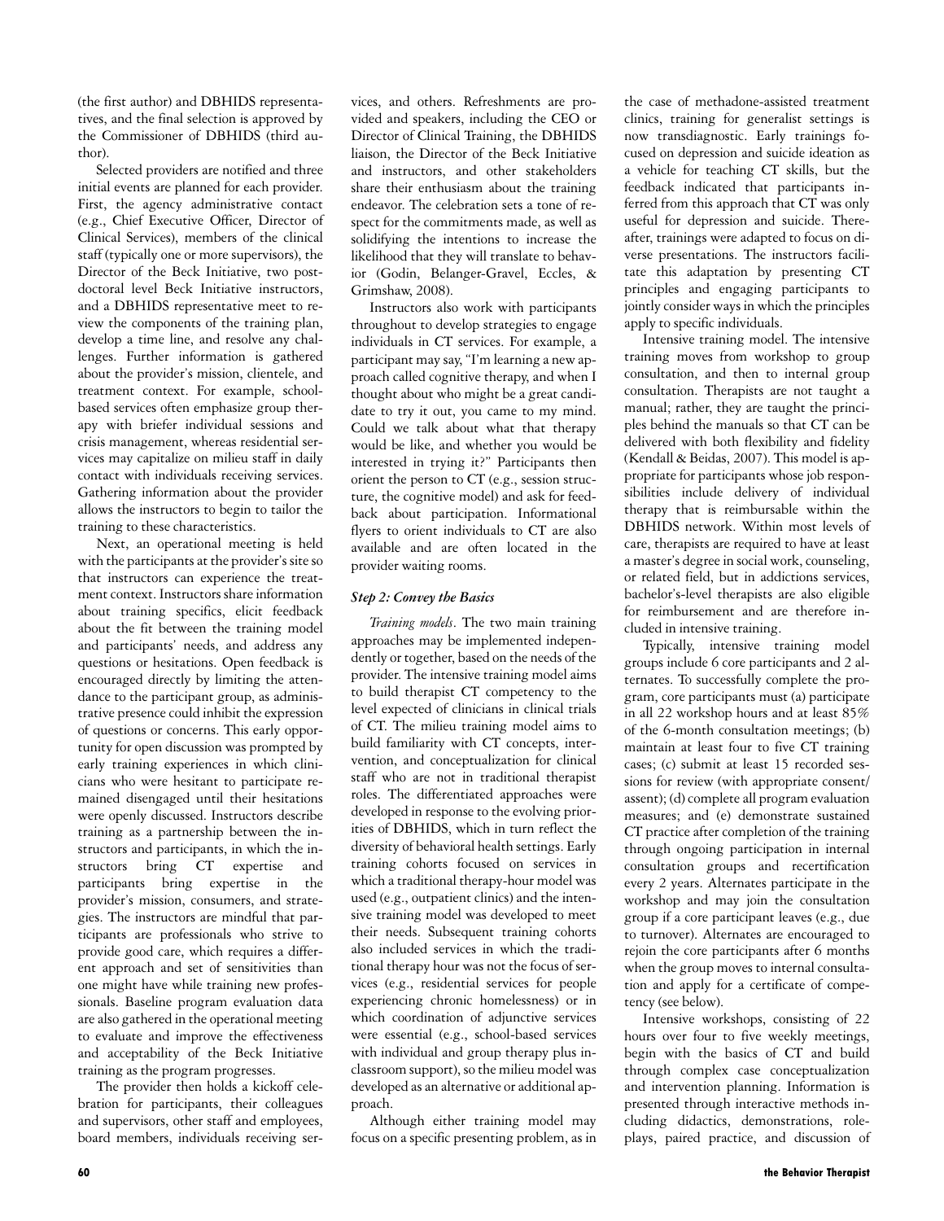(the first author) and DBHIDS representatives, and the final selection is approved by the Commissioner of DBHIDS (third author).

Selected providers are notified and three initial events are planned for each provider. First, the agency administrative contact (e.g., Chief Executive Officer, Director of Clinical Services), members of the clinical staff (typically one or more supervisors), the Director of the Beck Initiative, two postdoctoral level Beck Initiative instructors, and a DBHIDS representative meet to review the components of the training plan, develop a time line, and resolve any challenges. Further information is gathered about the provider's mission, clientele, and treatment context. For example, school-based services often emphasize group therapy with briefer individual sessions and crisis management, whereas residential services may capitalize on milieu staff in daily contact with individuals receiving services. Gathering information about the provider allows the instructors to begin to tailor the training to these characteristics.

Next, an operational meeting is held with the participants at the provider's site so that instructors can experience the treatment context. Instructors share information about training specifics, elicit feedback about the fit between the training model and participants' needs, and address any questions or hesitations. Open feedback is encouraged directly by limiting the attendance to the participant group, as administrative presence could inhibit the expression of questions or concerns. This early opportunity for open discussion was prompted by early training experiences in which clinicians who were hesitant to participate remained disengaged until their hesitations were openly discussed. Instructors describe training as a partnership between the instructors and participants, in which the instructors bring CT expertise and participants bring expertise in the provider's mission, consumers, and strategies. The instructors are mindful that participants are professionals who strive to provide good care, which requires a different approach and set of sensitivities than one might have while training new professionals. Baseline program evaluation data are also gathered in the operational meeting to evaluate and improve the effectiveness and acceptability of the Beck Initiative training as the program progresses.

The provider then holds a kickoff celebration for participants, their colleagues and supervisors, other staff and employees, board members, individuals receiving services, and others. Refreshments are provided and speakers, including the CEO or Director of Clinical Training, the DBHIDS liaison, the Director of the Beck Initiative and instructors, and other stakeholders share their enthusiasm about the training endeavor. The celebration sets a tone of respect for the commitments made, as well as solidifying the intentions to increase the likelihood that they will translate to behavior (Godin, Belanger-Gravel, Eccles, & Grimshaw, 2008).

Instructors also work with participants throughout to develop strategies to engage individuals in CT services. For example, a participant may say, "I'm learning a new approach called cognitive therapy, and when I thought about who might be a great candidate to try it out, you came to my mind. Could we talk about what that therapy would be like, and whether you would be interested in trying it?" Participants then orient the person to CT (e.g., session structure, the cognitive model) and ask for feedback about participation. Informational flyers to orient individuals to CT are also available and are often located in the provider waiting rooms.

### *Step 2: Convey the Basics*

*Training models*. The two main training approaches may be implemented independently or together, based on the needs of the provider. The intensive training model aims to build therapist CT competency to the level expected of clinicians in clinical trials of CT. The milieu training model aims to build familiarity with CT concepts, intervention, and conceptualization for clinical staff who are not in traditional therapist roles. The differentiated approaches were developed in response to the evolving priorities of DBHIDS, which in turn reflect the diversity of behavioral health settings. Early training cohorts focused on services in which a traditional therapy-hour model was used (e.g., outpatient clinics) and the intensive training model was developed to meet their needs. Subsequent training cohorts also included services in which the traditional therapy hour was not the focus of services (e.g., residential services for people experiencing chronic homelessness) or in which coordination of adjunctive services were essential (e.g., school-based services with individual and group therapy plus in-classroom support), so the milieu model was developed as an alternative or additional approach.

Although either training model may focus on a specific presenting problem, as in the case of methadone-assisted treatment clinics, training for generalist settings is now transdiagnostic. Early trainings focused on depression and suicide ideation as a vehicle for teaching CT skills, but the feedback indicated that participants inferred from this approach that CT was only useful for depression and suicide. Thereafter, trainings were adapted to focus on diverse presentations. The instructors facilitate this adaptation by presenting CT principles and engaging participants to jointly consider ways in which the principles apply to specific individuals.

Intensive training model. The intensive training moves from workshop to group consultation, and then to internal group consultation. Therapists are not taught a manual; rather, they are taught the principles behind the manuals so that CT can be delivered with both flexibility and fidelity (Kendall & Beidas, 2007). This model is appropriate for participants whose job responsibilities include delivery of individual therapy that is reimbursable within the DBHIDS network. Within most levels of care, therapists are required to have at least a master's degree in social work, counseling, or related field, but in addictions services, bachelor's-level therapists are also eligible for reimbursement and are therefore included in intensive training.

Typically, intensive training model groups include 6 core participants and 2 alternates. To successfully complete the program, core participants must (a) participate in all 22 workshop hours and at least 85% of the 6-month consultation meetings; (b) maintain at least four to five CT training cases; (c) submit at least 15 recorded sessions for review (with appropriate consent/assent); (d) complete all program evaluation measures; and (e) demonstrate sustained CT practice after completion of the training through ongoing participation in internal consultation groups and recertification every 2 years. Alternates participate in the workshop and may join the consultation group if a core participant leaves (e.g., due to turnover). Alternates are encouraged to rejoin the core participants after 6 months when the group moves to internal consultation and apply for a certificate of competency (see below).

Intensive workshops, consisting of 22 hours over four to five weekly meetings, begin with the basics of CT and build through complex case conceptualization and intervention planning. Information is presented through interactive methods including didactics, demonstrations, role-plays, paired practice, and discussion of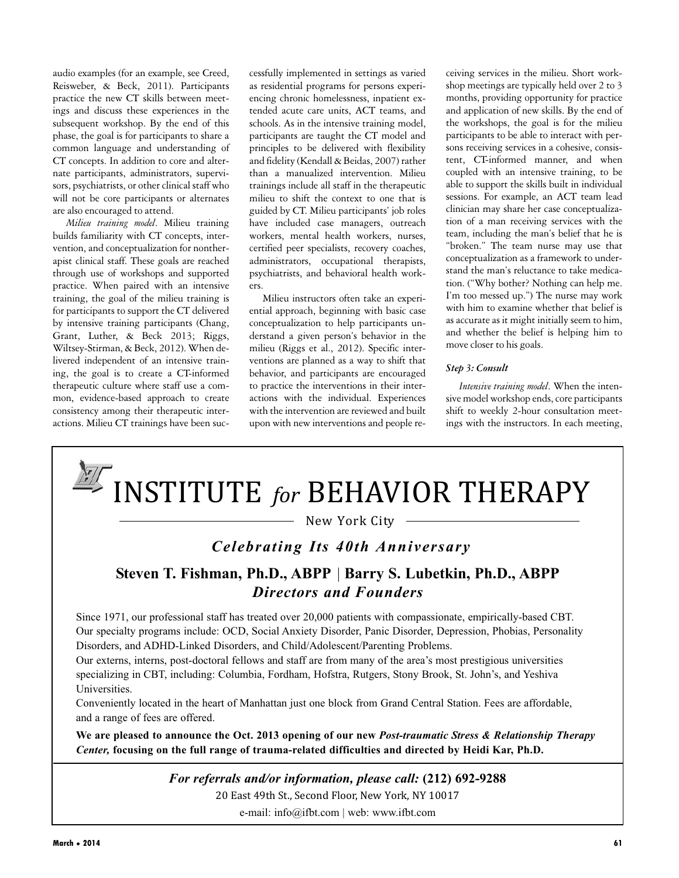audio examples (for an example, see Creed, Reisweber, & Beck, 2011). Participants practice the new CT skills between meetings and discuss these experiences in the subsequent workshop. By the end of this phase, the goal is for participants to share a common language and understanding of CT concepts. In addition to core and alternate participants, administrators, supervisors, psychiatrists, or other clinical staff who will not be core participants or alternates are also encouraged to attend.

*Milieu training model*. Milieu training builds familiarity with CT concepts, intervention, and conceptualization for nontherapist clinical staff. These goals are reached through use of workshops and supported practice. When paired with an intensive training, the goal of the milieu training is for participants to support the CT delivered by intensive training participants (Chang, Grant, Luther, & Beck 2013; Riggs, Wiltsey-Stirman, & Beck, 2012). When delivered independent of an intensive training, the goal is to create a CT-informed therapeutic culture where staff use a common, evidence-based approach to create consistency among their therapeutic interactions. Milieu CT trainings have been successfully implemented in settings as varied as residential programs for persons experiencing chronic homelessness, inpatient extended acute care units, ACT teams, and schools. As in the intensive training model, participants are taught the CT model and principles to be delivered with flexibility and fidelity (Kendall & Beidas, 2007) rather than a manualized intervention. Milieu trainings include all staff in the therapeutic milieu to shift the context to one that is guided by CT. Milieu participants' job roles have included case managers, outreach workers, mental health workers, nurses, certified peer specialists, recovery coaches, administrators, occupational therapists, psychiatrists, and behavioral health workers.

Milieu instructors often take an experiential approach, beginning with basic case conceptualization to help participants understand a given person's behavior in the milieu (Riggs et al., 2012). Specific interventions are planned as a way to shift that behavior, and participants are encouraged to practice the interventions in their interactions with the individual. Experiences with the intervention are reviewed and built upon with new interventions and people receiving services in the milieu. Short workshop meetings are typically held over 2 to 3 months, providing opportunity for practice and application of new skills. By the end of the workshops, the goal is for the milieu participants to be able to interact with persons receiving services in a cohesive, consistent, CT-informed manner, and when coupled with an intensive training, to be able to support the skills built in individual sessions. For example, an ACT team lead clinician may share her case conceptualization of a man receiving services with the team, including the man's belief that he is "broken." The team nurse may use that conceptualization as a framework to understand the man's reluctance to take medication. ("Why bother? Nothing can help me. I'm too messed up.") The nurse may work with him to examine whether that belief is as accurate as it might initially seem to him, and whether the belief is helping him to move closer to his goals.

### Step 3: Consult

*Intensive training model*. When the intensive model workshop ends, core participants shift to weekly 2-hour consultation meetings with the instructors. In each meeting,

---

# INSTITUTE *for* BEHAVIOR THERAPY

New York City

***Celebrating Its 40th Anniversary***

**Steven T. Fishman, Ph.D., ABPP | Barry S. Lubetkin, Ph.D., ABPP**
***Directors and Founders***

Since 1971, our professional staff has treated over 20,000 patients with compassionate, empirically-based CBT. Our specialty programs include: OCD, Social Anxiety Disorder, Panic Disorder, Depression, Phobias, Personality Disorders, and ADHD-Linked Disorders, and Child/Adolescent/Parenting Problems.

Our externs, interns, post-doctoral fellows and staff are from many of the area's most prestigious universities specializing in CBT, including: Columbia, Fordham, Hofstra, Rutgers, Stony Brook, St. John's, and Yeshiva Universities.

Conveniently located in the heart of Manhattan just one block from Grand Central Station. Fees are affordable, and a range of fees are offered.

**We are pleased to announce the Oct. 2013 opening of our new *Post-traumatic Stress & Relationship Therapy Center,* focusing on the full range of trauma-related difficulties and directed by Heidi Kar, Ph.D.**

*For referrals and/or information, please call:* **(212) 692-9288**

20 East 49th St., Second Floor, New York, NY 10017

e-mail: info@ifbt.com | web: www.ifbt.com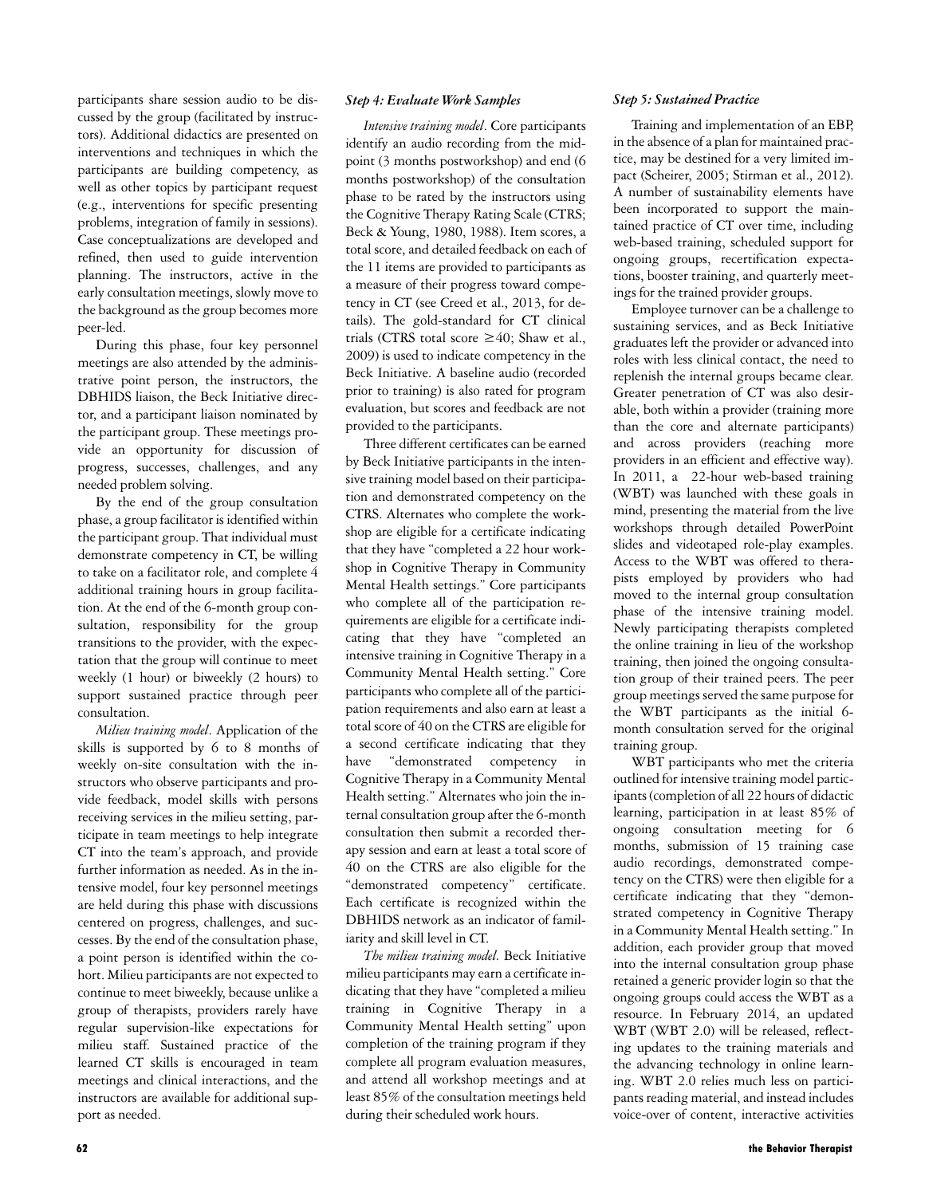participants share session audio to be discussed by the group (facilitated by instructors). Additional didactics are presented on interventions and techniques in which the participants are building competency, as well as other topics by participant request (e.g., interventions for specific presenting problems, integration of family in sessions). Case conceptualizations are developed and refined, then used to guide intervention planning. The instructors, active in the early consultation meetings, slowly move to the background as the group becomes more peer-led.

During this phase, four key personnel meetings are also attended by the administrative point person, the instructors, the DBHIDS liaison, the Beck Initiative director, and a participant liaison nominated by the participant group. These meetings provide an opportunity for discussion of progress, successes, challenges, and any needed problem solving.

By the end of the group consultation phase, a group facilitator is identified within the participant group. That individual must demonstrate competency in CT, be willing to take on a facilitator role, and complete 4 additional training hours in group facilitation. At the end of the 6-month group consultation, responsibility for the group transitions to the provider, with the expectation that the group will continue to meet weekly (1 hour) or biweekly (2 hours) to support sustained practice through peer consultation.

*Milieu training model*. Application of the skills is supported by 6 to 8 months of weekly on-site consultation with the instructors who observe participants and provide feedback, model skills with persons receiving services in the milieu setting, participate in team meetings to help integrate CT into the team's approach, and provide further information as needed. As in the intensive model, four key personnel meetings are held during this phase with discussions centered on progress, challenges, and successes. By the end of the consultation phase, a point person is identified within the cohort. Milieu participants are not expected to continue to meet biweekly, because unlike a group of therapists, providers rarely have regular supervision-like expectations for milieu staff. Sustained practice of the learned CT skills is encouraged in team meetings and clinical interactions, and the instructors are available for additional support as needed.

### *Step 4: Evaluate Work Samples*

*Intensive training model*. Core participants identify an audio recording from the midpoint (3 months postworkshop) and end (6 months postworkshop) of the consultation phase to be rated by the instructors using the Cognitive Therapy Rating Scale (CTRS; Beck & Young, 1980, 1988). Item scores, a total score, and detailed feedback on each of the 11 items are provided to participants as a measure of their progress toward competency in CT (see Creed et al., 2013, for details). The gold-standard for CT clinical trials (CTRS total score ≥40; Shaw et al., 2009) is used to indicate competency in the Beck Initiative. A baseline audio (recorded prior to training) is also rated for program evaluation, but scores and feedback are not provided to the participants.

Three different certificates can be earned by Beck Initiative participants in the intensive training model based on their participation and demonstrated competency on the CTRS. Alternates who complete the workshop are eligible for a certificate indicating that they have "completed a 22 hour workshop in Cognitive Therapy in Community Mental Health settings." Core participants who complete all of the participation requirements are eligible for a certificate indicating that they have "completed an intensive training in Cognitive Therapy in a Community Mental Health setting." Core participants who complete all of the participation requirements and also earn at least a total score of 40 on the CTRS are eligible for a second certificate indicating that they have "demonstrated competency in Cognitive Therapy in a Community Mental Health setting." Alternates who join the internal consultation group after the 6-month consultation then submit a recorded therapy session and earn at least a total score of 40 on the CTRS are also eligible for the "demonstrated competency" certificate. Each certificate is recognized within the DBHIDS network as an indicator of familiarity and skill level in CT.

*The milieu training model*. Beck Initiative milieu participants may earn a certificate indicating that they have "completed a milieu training in Cognitive Therapy in a Community Mental Health setting" upon completion of the training program if they complete all program evaluation measures, and attend all workshop meetings and at least 85% of the consultation meetings held during their scheduled work hours.

### *Step 5: Sustained Practice*

Training and implementation of an EBP, in the absence of a plan for maintained practice, may be destined for a very limited impact (Scheirer, 2005; Stirman et al., 2012). A number of sustainability elements have been incorporated to support the maintained practice of CT over time, including web-based training, scheduled support for ongoing groups, recertification expectations, booster training, and quarterly meetings for the trained provider groups.

Employee turnover can be a challenge to sustaining services, and as Beck Initiative graduates left the provider or advanced into roles with less clinical contact, the need to replenish the internal groups became clear. Greater penetration of CT was also desirable, both within a provider (training more than the core and alternate participants) and across providers (reaching more providers in an efficient and effective way). In 2011, a 22-hour web-based training (WBT) was launched with these goals in mind, presenting the material from the live workshops through detailed PowerPoint slides and videotaped role-play examples. Access to the WBT was offered to therapists employed by providers who had moved to the internal group consultation phase of the intensive training model. Newly participating therapists completed the online training in lieu of the workshop training, then joined the ongoing consultation group of their trained peers. The peer group meetings served the same purpose for the WBT participants as the initial 6-month consultation served for the original training group.

WBT participants who met the criteria outlined for intensive training model participants (completion of all 22 hours of didactic learning, participation in at least 85% of ongoing consultation meeting for 6 months, submission of 15 training case audio recordings, demonstrated competency on the CTRS) were then eligible for a certificate indicating that they "demonstrated competency in Cognitive Therapy in a Community Mental Health setting." In addition, each provider group that moved into the internal consultation group phase retained a generic provider login so that the ongoing groups could access the WBT as a resource. In February 2014, an updated WBT (WBT 2.0) will be released, reflecting updates to the training materials and the advancing technology in online learning. WBT 2.0 relies much less on participants reading material, and instead includes voice-over of content, interactive activities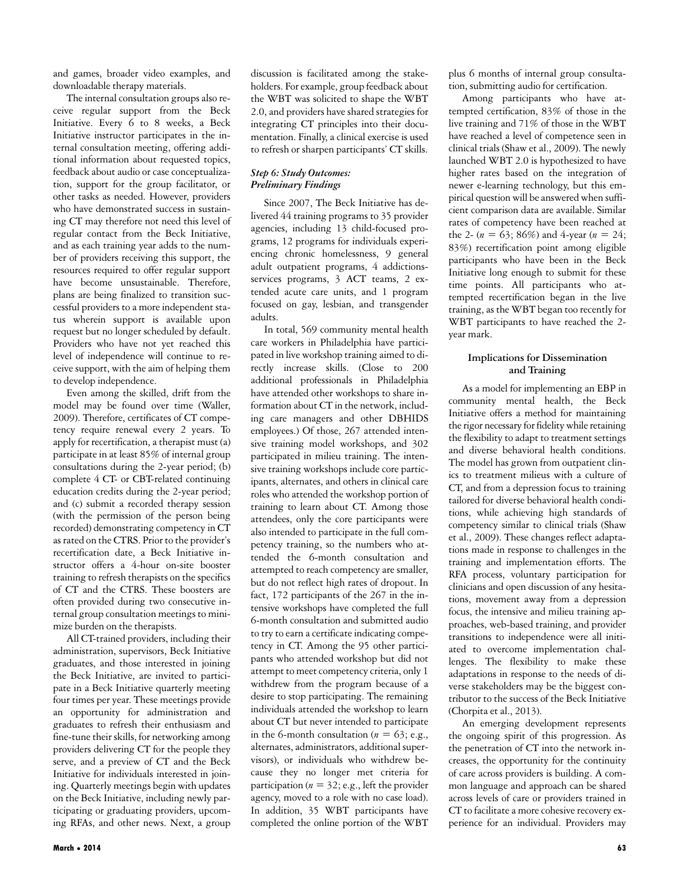and games, broader video examples, and downloadable therapy materials.

The internal consultation groups also receive regular support from the Beck Initiative. Every 6 to 8 weeks, a Beck Initiative instructor participates in the internal consultation meeting, offering additional information about requested topics, feedback about audio or case conceptualization, support for the group facilitator, or other tasks as needed. However, providers who have demonstrated success in sustaining CT may therefore not need this level of regular contact from the Beck Initiative, and as each training year adds to the number of providers receiving this support, the resources required to offer regular support have become unsustainable. Therefore, plans are being finalized to transition successful providers to a more independent status wherein support is available upon request but no longer scheduled by default. Providers who have not yet reached this level of independence will continue to receive support, with the aim of helping them to develop independence.

Even among the skilled, drift from the model may be found over time (Waller, 2009). Therefore, certificates of CT competency require renewal every 2 years. To apply for recertification, a therapist must (a) participate in at least 85% of internal group consultations during the 2-year period; (b) complete 4 CT- or CBT-related continuing education credits during the 2-year period; and (c) submit a recorded therapy session (with the permission of the person being recorded) demonstrating competency in CT as rated on the CTRS. Prior to the provider's recertification date, a Beck Initiative instructor offers a 4-hour on-site booster training to refresh therapists on the specifics of CT and the CTRS. These boosters are often provided during two consecutive internal group consultation meetings to minimize burden on the therapists.

All CT-trained providers, including their administration, supervisors, Beck Initiative graduates, and those interested in joining the Beck Initiative, are invited to participate in a Beck Initiative quarterly meeting four times per year. These meetings provide an opportunity for administration and graduates to refresh their enthusiasm and fine-tune their skills, for networking among providers delivering CT for the people they serve, and a preview of CT and the Beck Initiative for individuals interested in joining. Quarterly meetings begin with updates on the Beck Initiative, including newly participating or graduating providers, upcoming RFAs, and other news. Next, a group discussion is facilitated among the stakeholders. For example, group feedback about the WBT was solicited to shape the WBT 2.0, and providers have shared strategies for integrating CT principles into their documentation. Finally, a clinical exercise is used to refresh or sharpen participants' CT skills.

### *Step 6: Study Outcomes: Preliminary Findings*

Since 2007, The Beck Initiative has delivered 44 training programs to 35 provider agencies, including 13 child-focused programs, 12 programs for individuals experiencing chronic homelessness, 9 general adult outpatient programs, 4 addictions-services programs, 3 ACT teams, 2 extended acute care units, and 1 program focused on gay, lesbian, and transgender adults.

In total, 569 community mental health care workers in Philadelphia have participated in live workshop training aimed to directly increase skills. (Close to 200 additional professionals in Philadelphia have attended other workshops to share information about CT in the network, including care managers and other DBHIDS employees.) Of those, 267 attended intensive training model workshops, and 302 participated in milieu training. The intensive training workshops include core participants, alternates, and others in clinical care roles who attended the workshop portion of training to learn about CT. Among those attendees, only the core participants were also intended to participate in the full competency training, so the numbers who attended the 6-month consultation and attempted to reach competency are smaller, but do not reflect high rates of dropout. In fact, 172 participants of the 267 in the intensive workshops have completed the full 6-month consultation and submitted audio to try to earn a certificate indicating competency in CT. Among the 95 other participants who attended workshop but did not attempt to meet competency criteria, only 1 withdrew from the program because of a desire to stop participating. The remaining individuals attended the workshop to learn about CT but never intended to participate in the 6-month consultation ($n = 63$; e.g., alternates, administrators, additional supervisors), or individuals who withdrew because they no longer met criteria for participation ($n = 32$; e.g., left the provider agency, moved to a role with no case load). In addition, 35 WBT participants have completed the online portion of the WBT plus 6 months of internal group consultation, submitting audio for certification.

Among participants who have attempted certification, 83% of those in the live training and 71% of those in the WBT have reached a level of competence seen in clinical trials (Shaw et al., 2009). The newly launched WBT 2.0 is hypothesized to have higher rates based on the integration of newer e-learning technology, but this empirical question will be answered when sufficient comparison data are available. Similar rates of competency have been reached at the 2- ($n = 63$; 86%) and 4-year ($n = 24$; 83%) recertification point among eligible participants who have been in the Beck Initiative long enough to submit for these time points. All participants who attempted recertification began in the live training, as the WBT began too recently for WBT participants to have reached the 2-year mark.

## Implications for Dissemination and Training

As a model for implementing an EBP in community mental health, the Beck Initiative offers a method for maintaining the rigor necessary for fidelity while retaining the flexibility to adapt to treatment settings and diverse behavioral health conditions. The model has grown from outpatient clinics to treatment milieus with a culture of CT, and from a depression focus to training tailored for diverse behavioral health conditions, while achieving high standards of competency similar to clinical trials (Shaw et al., 2009). These changes reflect adaptations made in response to challenges in the training and implementation efforts. The RFA process, voluntary participation for clinicians and open discussion of any hesitations, movement away from a depression focus, the intensive and milieu training approaches, web-based training, and provider transitions to independence were all initiated to overcome implementation challenges. The flexibility to make these adaptations in response to the needs of diverse stakeholders may be the biggest contributor to the success of the Beck Initiative (Chorpita et al., 2013).

An emerging development represents the ongoing spirit of this progression. As the penetration of CT into the network increases, the opportunity for the continuity of care across providers is building. A common language and approach can be shared across levels of care or providers trained in CT to facilitate a more cohesive recovery experience for an individual. Providers may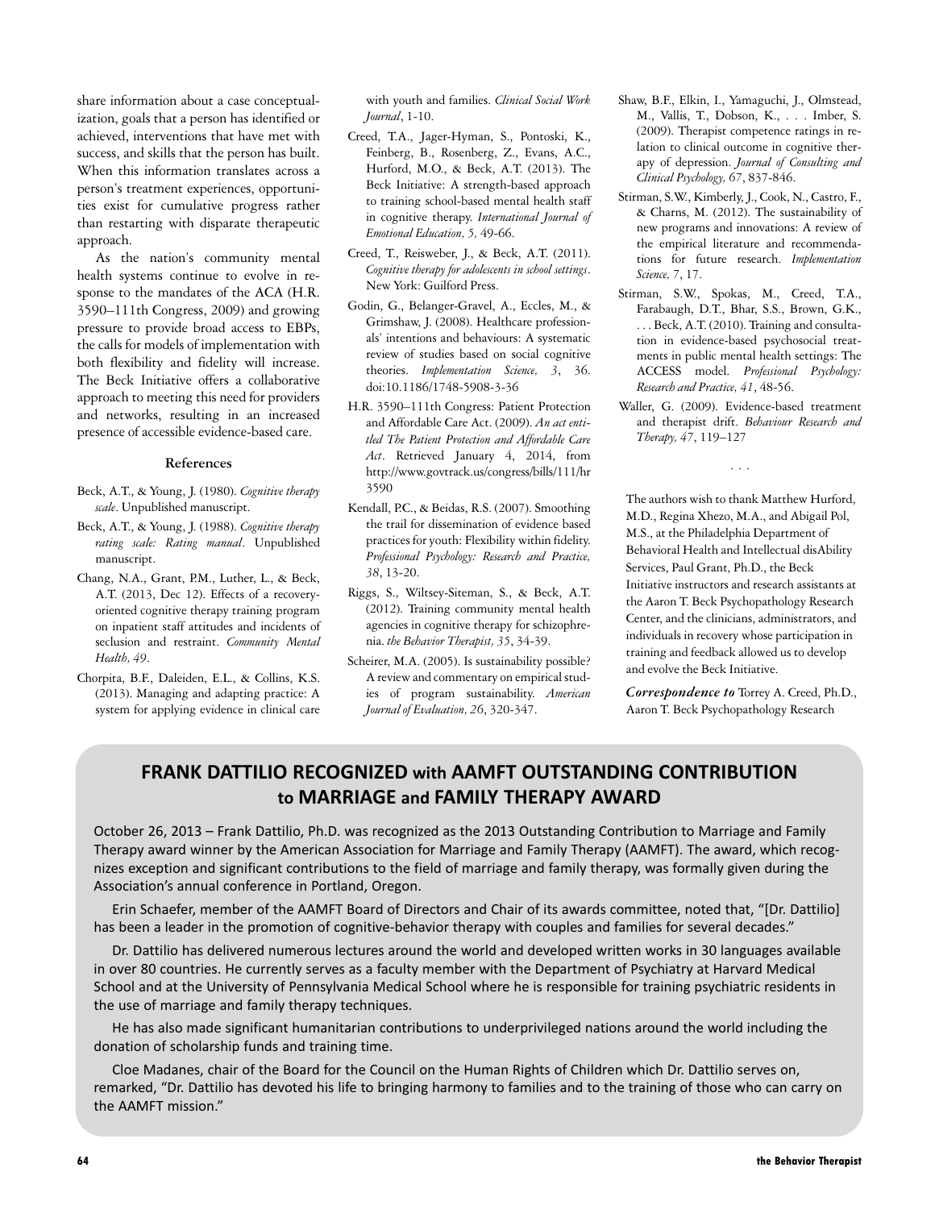share information about a case conceptualization, goals that a person has identified or achieved, interventions that have met with success, and skills that the person has built. When this information translates across a person's treatment experiences, opportunities exist for cumulative progress rather than restarting with disparate therapeutic approach.

As the nation's community mental health systems continue to evolve in response to the mandates of the ACA (H.R. 3590–111th Congress, 2009) and growing pressure to provide broad access to EBPs, the calls for models of implementation with both flexibility and fidelity will increase. The Beck Initiative offers a collaborative approach to meeting this need for providers and networks, resulting in an increased presence of accessible evidence-based care.

### References

Beck, A.T., & Young, J. (1980). *Cognitive therapy scale*. Unpublished manuscript.

Beck, A.T., & Young, J. (1988). *Cognitive therapy rating scale: Rating manual*. Unpublished manuscript.

Chang, N.A., Grant, P.M., Luther, L., & Beck, A.T. (2013, Dec 12). Effects of a recovery-oriented cognitive therapy training program on inpatient staff attitudes and incidents of seclusion and restraint. *Community Mental Health, 49*.

Chorpita, B.F., Daleiden, E.L., & Collins, K.S. (2013). Managing and adapting practice: A system for applying evidence in clinical care with youth and families. *Clinical Social Work Journal*, 1-10.

Creed, T.A., Jager-Hyman, S., Pontoski, K., Feinberg, B., Rosenberg, Z., Evans, A.C., Hurford, M.O., & Beck, A.T. (2013). The Beck Initiative: A strength-based approach to training school-based mental health staff in cognitive therapy. *International Journal of Emotional Education, 5,* 49-66.

Creed, T., Reisweber, J., & Beck, A.T. (2011). *Cognitive therapy for adolescents in school settings*. New York: Guilford Press.

Godin, G., Belanger-Gravel, A., Eccles, M., & Grimshaw, J. (2008). Healthcare professionals' intentions and behaviours: A systematic review of studies based on social cognitive theories. *Implementation Science, 3*, 36. doi:10.1186/1748-5908-3-36

H.R. 3590–111th Congress: Patient Protection and Affordable Care Act. (2009). *An act entitled The Patient Protection and Affordable Care Act*. Retrieved January 4, 2014, from http://www.govtrack.us/congress/bills/111/hr3590

Kendall, P.C., & Beidas, R.S. (2007). Smoothing the trail for dissemination of evidence based practices for youth: Flexibility within fidelity. *Professional Psychology: Research and Practice, 38*, 13-20.

Riggs, S., Wiltsey-Siteman, S., & Beck, A.T. (2012). Training community mental health agencies in cognitive therapy for schizophrenia. *the Behavior Therapist, 35*, 34-39.

Scheirer, M.A. (2005). Is sustainability possible? A review and commentary on empirical studies of program sustainability. *American Journal of Evaluation, 26*, 320-347.

Shaw, B.F., Elkin, I., Yamaguchi, J., Olmstead, M., Vallis, T., Dobson, K., . . . Imber, S. (2009). Therapist competence ratings in relation to clinical outcome in cognitive therapy of depression. *Journal of Consulting and Clinical Psychology, 67*, 837-846.

Stirman, S.W., Kimberly, J., Cook, N., Castro, F., & Charns, M. (2012). The sustainability of new programs and innovations: A review of the empirical literature and recommendations for future research. *Implementation Science, 7*, 17.

Stirman, S.W., Spokas, M., Creed, T.A., Farabaugh, D.T., Bhar, S.S., Brown, G.K., . . . Beck, A.T. (2010). Training and consultation in evidence-based psychosocial treatments in public mental health settings: The ACCESS model. *Professional Psychology: Research and Practice, 41*, 48-56.

Waller, G. (2009). Evidence-based treatment and therapist drift. *Behaviour Research and Therapy, 47*, 119–127

. . .

The authors wish to thank Matthew Hurford, M.D., Regina Xhezo, M.A., and Abigail Pol, M.S., at the Philadelphia Department of Behavioral Health and Intellectual disAbility Services, Paul Grant, Ph.D., the Beck Initiative instructors and research assistants at the Aaron T. Beck Psychopathology Research Center, and the clinicians, administrators, and individuals in recovery whose participation in training and feedback allowed us to develop and evolve the Beck Initiative.

***Correspondence to*** Torrey A. Creed, Ph.D., Aaron T. Beck Psychopathology Research

## FRANK DATTILIO RECOGNIZED with AAMFT OUTSTANDING CONTRIBUTION to MARRIAGE and FAMILY THERAPY AWARD

October 26, 2013 – Frank Dattilio, Ph.D. was recognized as the 2013 Outstanding Contribution to Marriage and Family Therapy award winner by the American Association for Marriage and Family Therapy (AAMFT). The award, which recognizes exception and significant contributions to the field of marriage and family therapy, was formally given during the Association's annual conference in Portland, Oregon.

Erin Schaefer, member of the AAMFT Board of Directors and Chair of its awards committee, noted that, "[Dr. Dattilio] has been a leader in the promotion of cognitive-behavior therapy with couples and families for several decades."

Dr. Dattilio has delivered numerous lectures around the world and developed written works in 30 languages available in over 80 countries. He currently serves as a faculty member with the Department of Psychiatry at Harvard Medical School and at the University of Pennsylvania Medical School where he is responsible for training psychiatric residents in the use of marriage and family therapy techniques.

He has also made significant humanitarian contributions to underprivileged nations around the world including the donation of scholarship funds and training time.

Cloe Madanes, chair of the Board for the Council on the Human Rights of Children which Dr. Dattilio serves on, remarked, "Dr. Dattilio has devoted his life to bringing harmony to families and to the training of those who can carry on the AAMFT mission."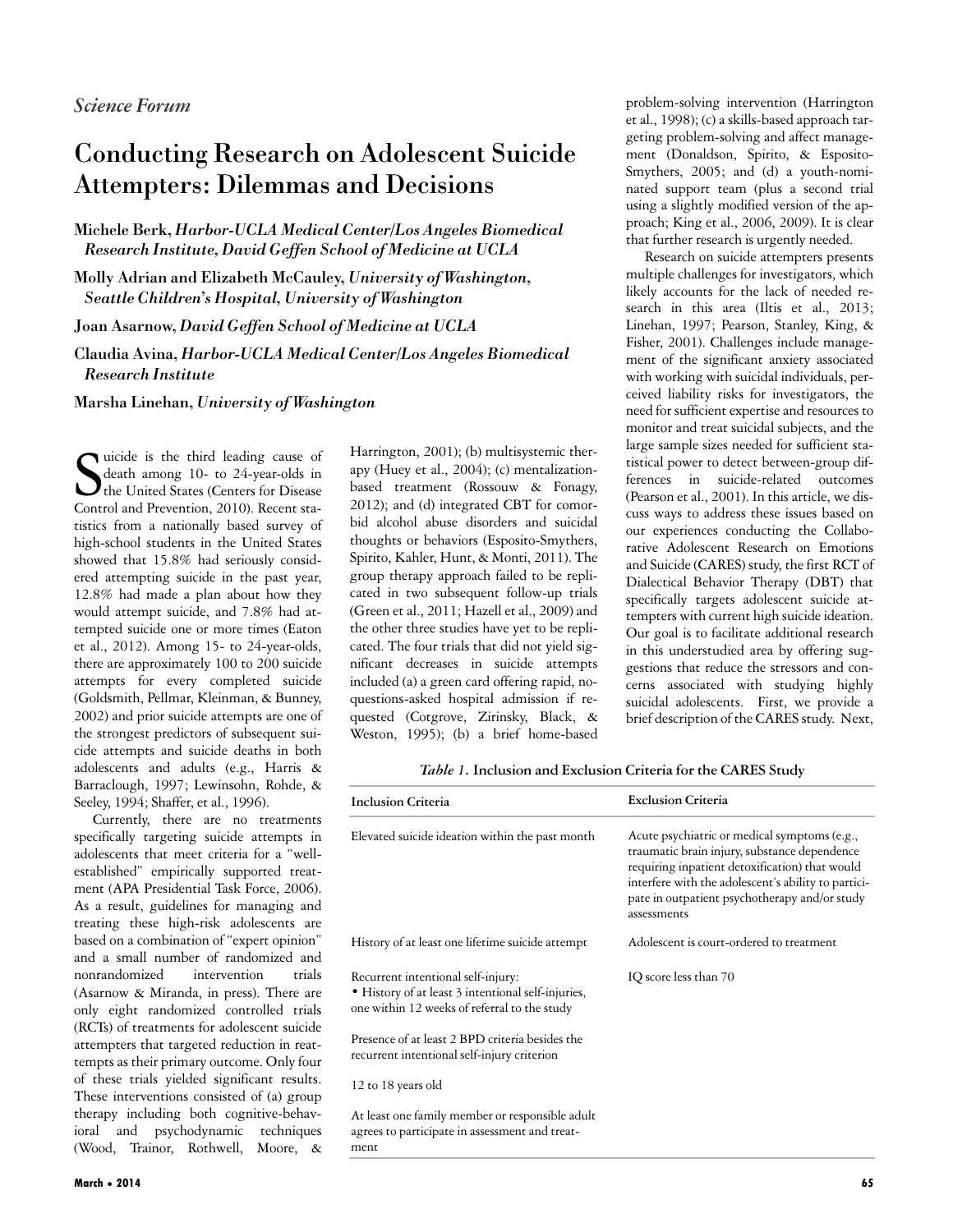*Science Forum*

# Conducting Research on Adolescent Suicide Attempters: Dilemmas and Decisions

**Michele Berk, *Harbor-UCLA Medical Center/Los Angeles Biomedical Research Institute, David Geffen School of Medicine at UCLA***

**Molly Adrian and Elizabeth McCauley, *University of Washington, Seattle Children's Hospital, University of Washington***

**Joan Asarnow, *David Geffen School of Medicine at UCLA***

**Claudia Avina, *Harbor-UCLA Medical Center/Los Angeles Biomedical Research Institute***

**Marsha Linehan, *University of Washington***

Suicide is the third leading cause of death among 10- to 24-year-olds in the United States (Centers for Disease Control and Prevention, 2010). Recent statistics from a nationally based survey of high-school students in the United States showed that 15.8% had seriously considered attempting suicide in the past year, 12.8% had made a plan about how they would attempt suicide, and 7.8% had attempted suicide one or more times (Eaton et al., 2012). Among 15- to 24-year-olds, there are approximately 100 to 200 suicide attempts for every completed suicide (Goldsmith, Pellmar, Kleinman, & Bunney, 2002) and prior suicide attempts are one of the strongest predictors of subsequent suicide attempts and suicide deaths in both adolescents and adults (e.g., Harris & Barraclough, 1997; Lewinsohn, Rohde, & Seeley, 1994; Shaffer, et al., 1996).

Currently, there are no treatments specifically targeting suicide attempts in adolescents that meet criteria for a "well-established" empirically supported treatment (APA Presidential Task Force, 2006). As a result, guidelines for managing and treating these high-risk adolescents are based on a combination of "expert opinion" and a small number of randomized and nonrandomized intervention trials (Asarnow & Miranda, in press). There are only eight randomized controlled trials (RCTs) of treatments for adolescent suicide attempters that targeted reduction in reattempts as their primary outcome. Only four of these trials yielded significant results. These interventions consisted of (a) group therapy including both cognitive-behavioral and psychodynamic techniques (Wood, Trainor, Rothwell, Moore, & Harrington, 2001); (b) multisystemic therapy (Huey et al., 2004); (c) mentalization-based treatment (Rossouw & Fonagy, 2012); and (d) integrated CBT for comorbid alcohol abuse disorders and suicidal thoughts or behaviors (Esposito-Smythers, Spirito, Kahler, Hunt, & Monti, 2011). The group therapy approach failed to be replicated in two subsequent follow-up trials (Green et al., 2011; Hazell et al., 2009) and the other three studies have yet to be replicated. The four trials that did not yield significant decreases in suicide attempts included (a) a green card offering rapid, no-questions-asked hospital admission if requested (Cotgrove, Zirinsky, Black, & Weston, 1995); (b) a brief home-based problem-solving intervention (Harrington et al., 1998); (c) a skills-based approach targeting problem-solving and affect management (Donaldson, Spirito, & Esposito-Smythers, 2005; and (d) a youth-nominated support team (plus a second trial using a slightly modified version of the approach; King et al., 2006, 2009). It is clear that further research is urgently needed.

Research on suicide attempters presents multiple challenges for investigators, which likely accounts for the lack of needed research in this area (Iltis et al., 2013; Linehan, 1997; Pearson, Stanley, King, & Fisher, 2001). Challenges include management of the significant anxiety associated with working with suicidal individuals, perceived liability risks for investigators, the need for sufficient expertise and resources to monitor and treat suicidal subjects, and the large sample sizes needed for sufficient statistical power to detect between-group differences in suicide-related outcomes (Pearson et al., 2001). In this article, we discuss ways to address these issues based on our experiences conducting the Collaborative Adolescent Research on Emotions and Suicide (CARES) study, the first RCT of Dialectical Behavior Therapy (DBT) that specifically targets adolescent suicide attempters with current high suicide ideation. Our goal is to facilitate additional research in this understudied area by offering suggestions that reduce the stressors and concerns associated with studying highly suicidal adolescents. First, we provide a brief description of the CARES study. Next,

*Table 1.* **Inclusion and Exclusion Criteria for the CARES Study**

| Inclusion Criteria | Exclusion Criteria |
|---|---|
| Elevated suicide ideation within the past month | Acute psychiatric or medical symptoms (e.g., traumatic brain injury, substance dependence requiring inpatient detoxification) that would interfere with the adolescent's ability to participate in outpatient psychotherapy and/or study assessments |
| History of at least one lifetime suicide attempt | Adolescent is court-ordered to treatment |
| Recurrent intentional self-injury:<br>• History of at least 3 intentional self-injuries, one within 12 weeks of referral to the study | IQ score less than 70 |
| Presence of at least 2 BPD criteria besides the recurrent intentional self-injury criterion | |
| 12 to 18 years old | |
| At least one family member or responsible adult agrees to participate in assessment and treatment | |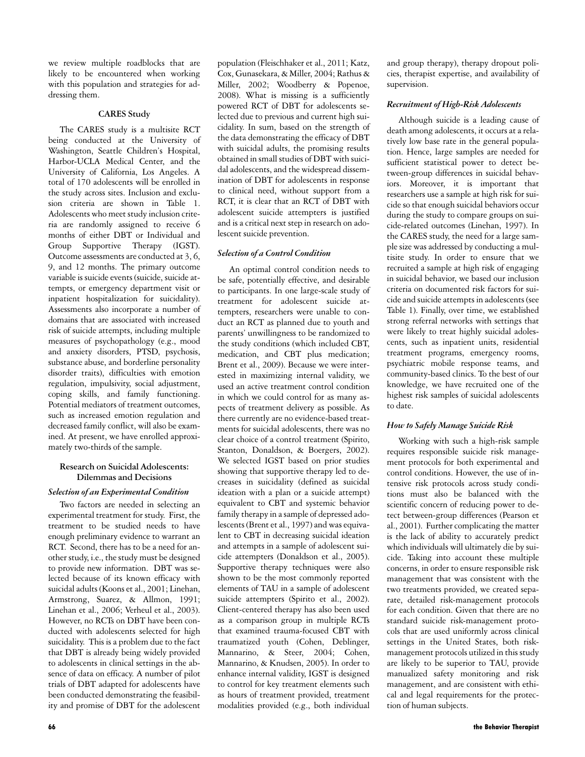we review multiple roadblocks that are likely to be encountered when working with this population and strategies for addressing them.

### CARES Study

The CARES study is a multisite RCT being conducted at the University of Washington, Seattle Children's Hospital, Harbor-UCLA Medical Center, and the University of California, Los Angeles. A total of 170 adolescents will be enrolled in the study across sites. Inclusion and exclusion criteria are shown in Table 1. Adolescents who meet study inclusion criteria are randomly assigned to receive 6 months of either DBT or Individual and Group Supportive Therapy (IGST). Outcome assessments are conducted at 3, 6, 9, and 12 months. The primary outcome variable is suicide events (suicide, suicide attempts, or emergency department visit or inpatient hospitalization for suicidality). Assessments also incorporate a number of domains that are associated with increased risk of suicide attempts, including multiple measures of psychopathology (e.g., mood and anxiety disorders, PTSD, psychosis, substance abuse, and borderline personality disorder traits), difficulties with emotion regulation, impulsivity, social adjustment, coping skills, and family functioning. Potential mediators of treatment outcomes, such as increased emotion regulation and decreased family conflict, will also be examined. At present, we have enrolled approximately two-thirds of the sample.

### Research on Suicidal Adolescents: Dilemmas and Decisions

#### *Selection of an Experimental Condition*

Two factors are needed in selecting an experimental treatment for study. First, the treatment to be studied needs to have enough preliminary evidence to warrant an RCT. Second, there has to be a need for another study, i.e., the study must be designed to provide new information. DBT was selected because of its known efficacy with suicidal adults (Koons et al., 2001; Linehan, Armstrong, Suarez, & Allmon, 1991; Linehan et al., 2006; Verheul et al., 2003). However, no RCTs on DBT have been conducted with adolescents selected for high suicidality. This is a problem due to the fact that DBT is already being widely provided to adolescents in clinical settings in the absence of data on efficacy. A number of pilot trials of DBT adapted for adolescents have been conducted demonstrating the feasibility and promise of DBT for the adolescent population (Fleischhaker et al., 2011; Katz, Cox, Gunasekara, & Miller, 2004; Rathus & Miller, 2002; Woodberry & Popenoe, 2008). What is missing is a sufficiently powered RCT of DBT for adolescents selected due to previous and current high suicidality. In sum, based on the strength of the data demonstrating the efficacy of DBT with suicidal adults, the promising results obtained in small studies of DBT with suicidal adolescents, and the widespread dissemination of DBT for adolescents in response to clinical need, without support from a RCT, it is clear that an RCT of DBT with adolescent suicide attempters is justified and is a critical next step in research on adolescent suicide prevention.

#### *Selection of a Control Condition*

An optimal control condition needs to be safe, potentially effective, and desirable to participants. In one large-scale study of treatment for adolescent suicide attempters, researchers were unable to conduct an RCT as planned due to youth and parents' unwillingness to be randomized to the study conditions (which included CBT, medication, and CBT plus medication; Brent et al., 2009). Because we were interested in maximizing internal validity, we used an active treatment control condition in which we could control for as many aspects of treatment delivery as possible. As there currently are no evidence-based treatments for suicidal adolescents, there was no clear choice of a control treatment (Spirito, Stanton, Donaldson, & Boergers, 2002). We selected IGST based on prior studies showing that supportive therapy led to decreases in suicidality (defined as suicidal ideation with a plan or a suicide attempt) equivalent to CBT and systemic behavior family therapy in a sample of depressed adolescents (Brent et al., 1997) and was equivalent to CBT in decreasing suicidal ideation and attempts in a sample of adolescent suicide attempters (Donaldson et al., 2005). Supportive therapy techniques were also shown to be the most commonly reported elements of TAU in a sample of adolescent suicide attempters (Spirito et al., 2002). Client-centered therapy has also been used as a comparison group in multiple RCTs that examined trauma-focused CBT with traumatized youth (Cohen, Deblinger, Mannarino, & Steer, 2004; Cohen, Mannarino, & Knudsen, 2005). In order to enhance internal validity, IGST is designed to control for key treatment elements such as hours of treatment provided, treatment modalities provided (e.g., both individual and group therapy), therapy dropout policies, therapist expertise, and availability of supervision.

#### *Recruitment of High-Risk Adolescents*

Although suicide is a leading cause of death among adolescents, it occurs at a relatively low base rate in the general population. Hence, large samples are needed for sufficient statistical power to detect between-group differences in suicidal behaviors. Moreover, it is important that researchers use a sample at high risk for suicide so that enough suicidal behaviors occur during the study to compare groups on suicide-related outcomes (Linehan, 1997). In the CARES study, the need for a large sample size was addressed by conducting a multisite study. In order to ensure that we recruited a sample at high risk of engaging in suicidal behavior, we based our inclusion criteria on documented risk factors for suicide and suicide attempts in adolescents (see Table 1). Finally, over time, we established strong referral networks with settings that were likely to treat highly suicidal adolescents, such as inpatient units, residential treatment programs, emergency rooms, psychiatric mobile response teams, and community-based clinics. To the best of our knowledge, we have recruited one of the highest risk samples of suicidal adolescents to date.

#### *How to Safely Manage Suicide Risk*

Working with such a high-risk sample requires responsible suicide risk management protocols for both experimental and control conditions. However, the use of intensive risk protocols across study conditions must also be balanced with the scientific concern of reducing power to detect between-group differences (Pearson et al., 2001). Further complicating the matter is the lack of ability to accurately predict which individuals will ultimately die by suicide. Taking into account these multiple concerns, in order to ensure responsible risk management that was consistent with the two treatments provided, we created separate, detailed risk-management protocols for each condition. Given that there are no standard suicide risk-management protocols that are used uniformly across clinical settings in the United States, both risk-management protocols utilized in this study are likely to be superior to TAU, provide manualized safety monitoring and risk management, and are consistent with ethical and legal requirements for the protection of human subjects.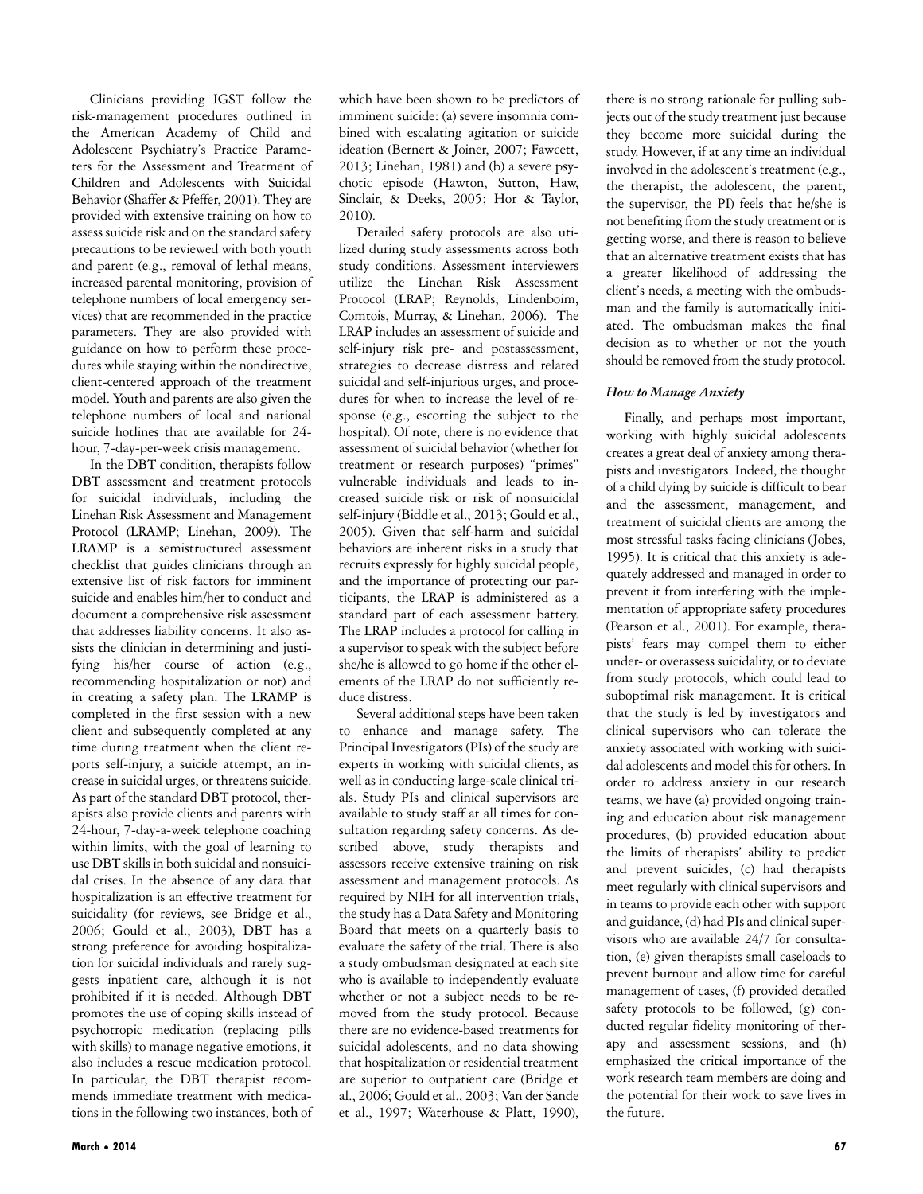Clinicians providing IGST follow the risk-management procedures outlined in the American Academy of Child and Adolescent Psychiatry's Practice Parameters for the Assessment and Treatment of Children and Adolescents with Suicidal Behavior (Shaffer & Pfeffer, 2001). They are provided with extensive training on how to assess suicide risk and on the standard safety precautions to be reviewed with both youth and parent (e.g., removal of lethal means, increased parental monitoring, provision of telephone numbers of local emergency services) that are recommended in the practice parameters. They are also provided with guidance on how to perform these procedures while staying within the nondirective, client-centered approach of the treatment model. Youth and parents are also given the telephone numbers of local and national suicide hotlines that are available for 24-hour, 7-day-per-week crisis management.

In the DBT condition, therapists follow DBT assessment and treatment protocols for suicidal individuals, including the Linehan Risk Assessment and Management Protocol (LRAMP; Linehan, 2009). The LRAMP is a semistructured assessment checklist that guides clinicians through an extensive list of risk factors for imminent suicide and enables him/her to conduct and document a comprehensive risk assessment that addresses liability concerns. It also assists the clinician in determining and justifying his/her course of action (e.g., recommending hospitalization or not) and in creating a safety plan. The LRAMP is completed in the first session with a new client and subsequently completed at any time during treatment when the client reports self-injury, a suicide attempt, an increase in suicidal urges, or threatens suicide. As part of the standard DBT protocol, therapists also provide clients and parents with 24-hour, 7-day-a-week telephone coaching within limits, with the goal of learning to use DBT skills in both suicidal and nonsuicidal crises. In the absence of any data that hospitalization is an effective treatment for suicidality (for reviews, see Bridge et al., 2006; Gould et al., 2003), DBT has a strong preference for avoiding hospitalization for suicidal individuals and rarely suggests inpatient care, although it is not prohibited if it is needed. Although DBT promotes the use of coping skills instead of psychotropic medication (replacing pills with skills) to manage negative emotions, it also includes a rescue medication protocol. In particular, the DBT therapist recommends immediate treatment with medications in the following two instances, both of which have been shown to be predictors of imminent suicide: (a) severe insomnia combined with escalating agitation or suicide ideation (Bernert & Joiner, 2007; Fawcett, 2013; Linehan, 1981) and (b) a severe psychotic episode (Hawton, Sutton, Haw, Sinclair, & Deeks, 2005; Hor & Taylor, 2010).

Detailed safety protocols are also utilized during study assessments across both study conditions. Assessment interviewers utilize the Linehan Risk Assessment Protocol (LRAP; Reynolds, Lindenboim, Comtois, Murray, & Linehan, 2006). The LRAP includes an assessment of suicide and self-injury risk pre- and postassessment, strategies to decrease distress and related suicidal and self-injurious urges, and procedures for when to increase the level of response (e.g., escorting the subject to the hospital). Of note, there is no evidence that assessment of suicidal behavior (whether for treatment or research purposes) "primes" vulnerable individuals and leads to increased suicide risk or risk of nonsuicidal self-injury (Biddle et al., 2013; Gould et al., 2005). Given that self-harm and suicidal behaviors are inherent risks in a study that recruits expressly for highly suicidal people, and the importance of protecting our participants, the LRAP is administered as a standard part of each assessment battery. The LRAP includes a protocol for calling in a supervisor to speak with the subject before she/he is allowed to go home if the other elements of the LRAP do not sufficiently reduce distress.

Several additional steps have been taken to enhance and manage safety. The Principal Investigators (PIs) of the study are experts in working with suicidal clients, as well as in conducting large-scale clinical trials. Study PIs and clinical supervisors are available to study staff at all times for consultation regarding safety concerns. As described above, study therapists and assessors receive extensive training on risk assessment and management protocols. As required by NIH for all intervention trials, the study has a Data Safety and Monitoring Board that meets on a quarterly basis to evaluate the safety of the trial. There is also a study ombudsman designated at each site who is available to independently evaluate whether or not a subject needs to be removed from the study protocol. Because there are no evidence-based treatments for suicidal adolescents, and no data showing that hospitalization or residential treatment are superior to outpatient care (Bridge et al., 2006; Gould et al., 2003; Van der Sande et al., 1997; Waterhouse & Platt, 1990), there is no strong rationale for pulling subjects out of the study treatment just because they become more suicidal during the study. However, if at any time an individual involved in the adolescent's treatment (e.g., the therapist, the adolescent, the parent, the supervisor, the PI) feels that he/she is not benefiting from the study treatment or is getting worse, and there is reason to believe that an alternative treatment exists that has a greater likelihood of addressing the client's needs, a meeting with the ombudsman and the family is automatically initiated. The ombudsman makes the final decision as to whether or not the youth should be removed from the study protocol.

### *How to Manage Anxiety*

Finally, and perhaps most important, working with highly suicidal adolescents creates a great deal of anxiety among therapists and investigators. Indeed, the thought of a child dying by suicide is difficult to bear and the assessment, management, and treatment of suicidal clients are among the most stressful tasks facing clinicians (Jobes, 1995). It is critical that this anxiety is adequately addressed and managed in order to prevent it from interfering with the implementation of appropriate safety procedures (Pearson et al., 2001). For example, therapists' fears may compel them to either under- or overassess suicidality, or to deviate from study protocols, which could lead to suboptimal risk management. It is critical that the study is led by investigators and clinical supervisors who can tolerate the anxiety associated with working with suicidal adolescents and model this for others. In order to address anxiety in our research teams, we have (a) provided ongoing training and education about risk management procedures, (b) provided education about the limits of therapists' ability to predict and prevent suicides, (c) had therapists meet regularly with clinical supervisors and in teams to provide each other with support and guidance, (d) had PIs and clinical supervisors who are available 24/7 for consultation, (e) given therapists small caseloads to prevent burnout and allow time for careful management of cases, (f) provided detailed safety protocols to be followed, (g) conducted regular fidelity monitoring of therapy and assessment sessions, and (h) emphasized the critical importance of the work research team members are doing and the potential for their work to save lives in the future.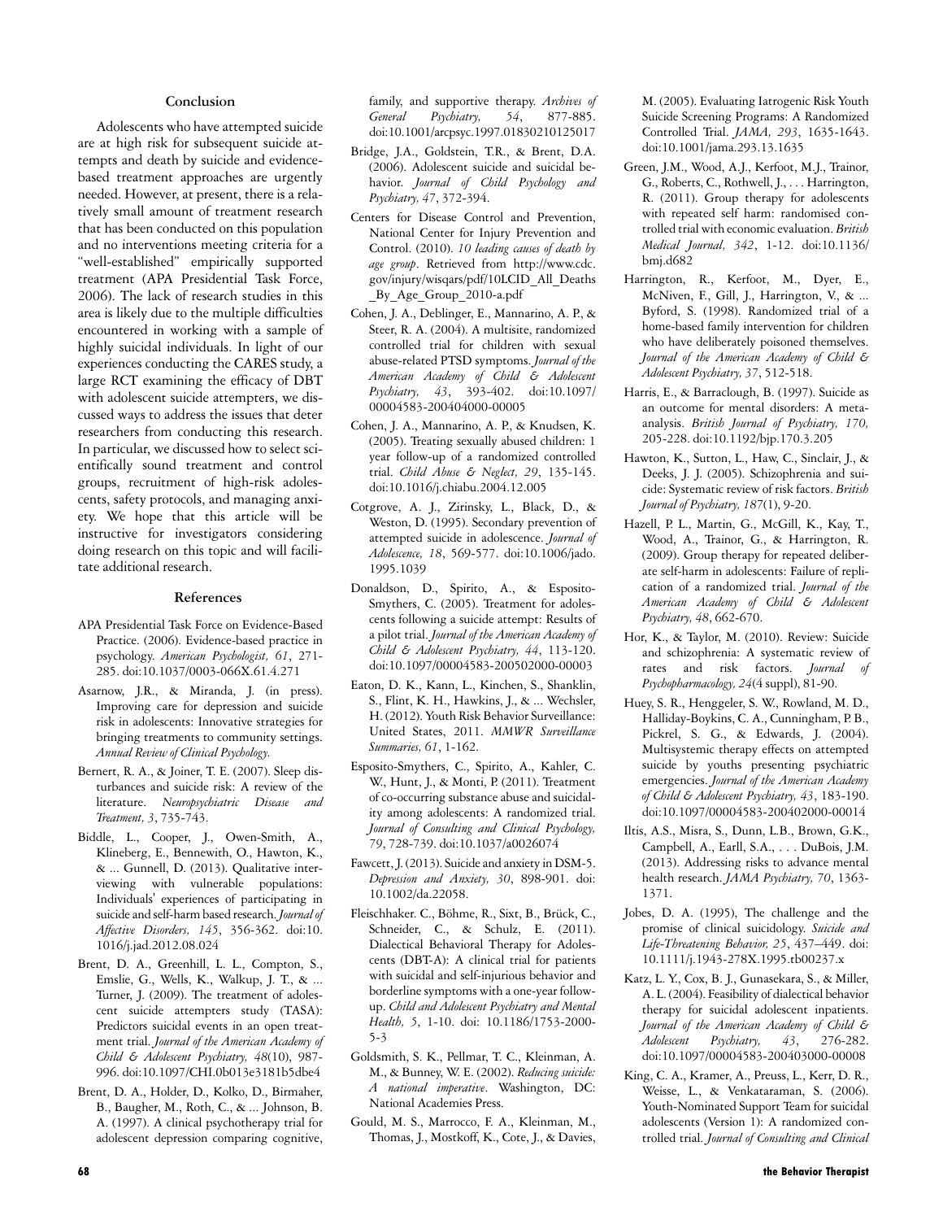## Conclusion

Adolescents who have attempted suicide are at high risk for subsequent suicide attempts and death by suicide and evidence-based treatment approaches are urgently needed. However, at present, there is a relatively small amount of treatment research that has been conducted on this population and no interventions meeting criteria for a "well-established" empirically supported treatment (APA Presidential Task Force, 2006). The lack of research studies in this area is likely due to the multiple difficulties encountered in working with a sample of highly suicidal individuals. In light of our experiences conducting the CARES study, a large RCT examining the efficacy of DBT with adolescent suicide attempters, we discussed ways to address the issues that deter researchers from conducting this research. In particular, we discussed how to select scientifically sound treatment and control groups, recruitment of high-risk adolescents, safety protocols, and managing anxiety. We hope that this article will be instructive for investigators considering doing research on this topic and will facilitate additional research.

## References

APA Presidential Task Force on Evidence-Based Practice. (2006). Evidence-based practice in psychology. *American Psychologist, 61*, 271-285. doi:10.1037/0003-066X.61.4.271

Asarnow, J.R., & Miranda, J. (in press). Improving care for depression and suicide risk in adolescents: Innovative strategies for bringing treatments to community settings. *Annual Review of Clinical Psychology.*

Bernert, R. A., & Joiner, T. E. (2007). Sleep disturbances and suicide risk: A review of the literature. *Neuropsychiatric Disease and Treatment, 3*, 735-743.

Biddle, L., Cooper, J., Owen-Smith, A., Klineberg, E., Bennewith, O., Hawton, K., & ... Gunnell, D. (2013). Qualitative interviewing with vulnerable populations: Individuals' experiences of participating in suicide and self-harm based research. *Journal of Affective Disorders, 145*, 356-362. doi:10.1016/j.jad.2012.08.024

Brent, D. A., Greenhill, L. L., Compton, S., Emslie, G., Wells, K., Walkup, J. T., & ... Turner, J. (2009). The treatment of adolescent suicide attempters study (TASA): Predictors suicidal events in an open treatment trial. *Journal of the American Academy of Child & Adolescent Psychiatry, 48*(10), 987-996. doi:10.1097/CHI.0b013e3181b5dbe4

Brent, D. A., Holder, D., Kolko, D., Birmaher, B., Baugher, M., Roth, C., & ... Johnson, B. A. (1997). A clinical psychotherapy trial for adolescent depression comparing cognitive, family, and supportive therapy. *Archives of General Psychiatry, 54*, 877-885. doi:10.1001/arcpsyc.1997.01830210125017

Bridge, J.A., Goldstein, T.R., & Brent, D.A. (2006). Adolescent suicide and suicidal behavior. *Journal of Child Psychology and Psychiatry, 47*, 372-394.

Centers for Disease Control and Prevention, National Center for Injury Prevention and Control. (2010). *10 leading causes of death by age group*. Retrieved from http://www.cdc.gov/injury/wisqars/pdf/10LCID_All_Deaths_By_Age_Group_2010-a.pdf

Cohen, J. A., Deblinger, E., Mannarino, A. P., & Steer, R. A. (2004). A multisite, randomized controlled trial for children with sexual abuse-related PTSD symptoms. *Journal of the American Academy of Child & Adolescent Psychiatry, 43*, 393-402. doi:10.1097/00004583-200404000-00005

Cohen, J. A., Mannarino, A. P., & Knudsen, K. (2005). Treating sexually abused children: 1 year follow-up of a randomized controlled trial. *Child Abuse & Neglect, 29*, 135-145. doi:10.1016/j.chiabu.2004.12.005

Cotgrove, A. J., Zirinsky, L., Black, D., & Weston, D. (1995). Secondary prevention of attempted suicide in adolescence. *Journal of Adolescence, 18*, 569-577. doi:10.1006/jado.1995.1039

Donaldson, D., Spirito, A., & Esposito-Smythers, C. (2005). Treatment for adolescents following a suicide attempt: Results of a pilot trial. *Journal of the American Academy of Child & Adolescent Psychiatry, 44*, 113-120. doi:10.1097/00004583-200502000-00003

Eaton, D. K., Kann, L., Kinchen, S., Shanklin, S., Flint, K. H., Hawkins, J., & ... Wechsler, H. (2012). Youth Risk Behavior Surveillance: United States, 2011. *MMWR Surveillance Summaries, 61*, 1-162.

Esposito-Smythers, C., Spirito, A., Kahler, C. W., Hunt, J., & Monti, P. (2011). Treatment of co-occurring substance abuse and suicidality among adolescents: A randomized trial. *Journal of Consulting and Clinical Psychology, 79*, 728-739. doi:10.1037/a0026074

Fawcett, J. (2013). Suicide and anxiety in DSM-5. *Depression and Anxiety, 30*, 898-901. doi:10.1002/da.22058.

Fleischhaker. C., Böhme, R., Sixt, B., Brück, C., Schneider, C., & Schulz, E. (2011). Dialectical Behavioral Therapy for Adolescents (DBT-A): A clinical trial for patients with suicidal and self-injurious behavior and borderline symptoms with a one-year follow-up. *Child and Adolescent Psychiatry and Mental Health, 5*, 1-10. doi: 10.1186/1753-2000-5-3

Goldsmith, S. K., Pellmar, T. C., Kleinman, A. M., & Bunney, W. E. (2002). *Reducing suicide: A national imperative*. Washington, DC: National Academies Press.

Gould, M. S., Marrocco, F. A., Kleinman, M., Thomas, J., Mostkoff, K., Cote, J., & Davies, M. (2005). Evaluating Iatrogenic Risk Youth Suicide Screening Programs: A Randomized Controlled Trial. *JAMA, 293*, 1635-1643. doi:10.1001/jama.293.13.1635

Green, J.M., Wood, A.J., Kerfoot, M.J., Trainor, G., Roberts, C., Rothwell, J., . . . Harrington, R. (2011). Group therapy for adolescents with repeated self harm: randomised controlled trial with economic evaluation. *British Medical Journal, 342*, 1-12. doi:10.1136/bmj.d682

Harrington, R., Kerfoot, M., Dyer, E., McNiven, F., Gill, J., Harrington, V., & ... Byford, S. (1998). Randomized trial of a home-based family intervention for children who have deliberately poisoned themselves. *Journal of the American Academy of Child & Adolescent Psychiatry, 37*, 512-518.

Harris, E., & Barraclough, B. (1997). Suicide as an outcome for mental disorders: A meta-analysis. *British Journal of Psychiatry, 170,* 205-228. doi:10.1192/bjp.170.3.205

Hawton, K., Sutton, L., Haw, C., Sinclair, J., & Deeks, J. J. (2005). Schizophrenia and suicide: Systematic review of risk factors. *British Journal of Psychiatry, 187*(1), 9-20.

Hazell, P. L., Martin, G., McGill, K., Kay, T., Wood, A., Trainor, G., & Harrington, R. (2009). Group therapy for repeated deliberate self-harm in adolescents: Failure of replication of a randomized trial. *Journal of the American Academy of Child & Adolescent Psychiatry, 48*, 662-670.

Hor, K., & Taylor, M. (2010). Review: Suicide and schizophrenia: A systematic review of rates and risk factors. *Journal of Psychopharmacology, 24*(4 suppl), 81-90.

Huey, S. R., Henggeler, S. W., Rowland, M. D., Halliday-Boykins, C. A., Cunningham, P. B., Pickrel, S. G., & Edwards, J. (2004). Multisystemic therapy effects on attempted suicide by youths presenting psychiatric emergencies. *Journal of the American Academy of Child & Adolescent Psychiatry, 43*, 183-190. doi:10.1097/00004583-200402000-00014

Iltis, A.S., Misra, S., Dunn, L.B., Brown, G.K., Campbell, A., Earll, S.A., . . . DuBois, J.M. (2013). Addressing risks to advance mental health research. *JAMA Psychiatry, 70*, 1363-1371.

Jobes, D. A. (1995), The challenge and the promise of clinical suicidology. *Suicide and Life-Threatening Behavior, 25*, 437–449. doi:10.1111/j.1943-278X.1995.tb00237.x

Katz, L. Y., Cox, B. J., Gunasekara, S., & Miller, A. L. (2004). Feasibility of dialectical behavior therapy for suicidal adolescent inpatients. *Journal of the American Academy of Child & Adolescent Psychiatry, 43*, 276-282. doi:10.1097/00004583-200403000-00008

King, C. A., Kramer, A., Preuss, L., Kerr, D. R., Weisse, L., & Venkataraman, S. (2006). Youth-Nominated Support Team for suicidal adolescents (Version 1): A randomized controlled trial. *Journal of Consulting and Clinical*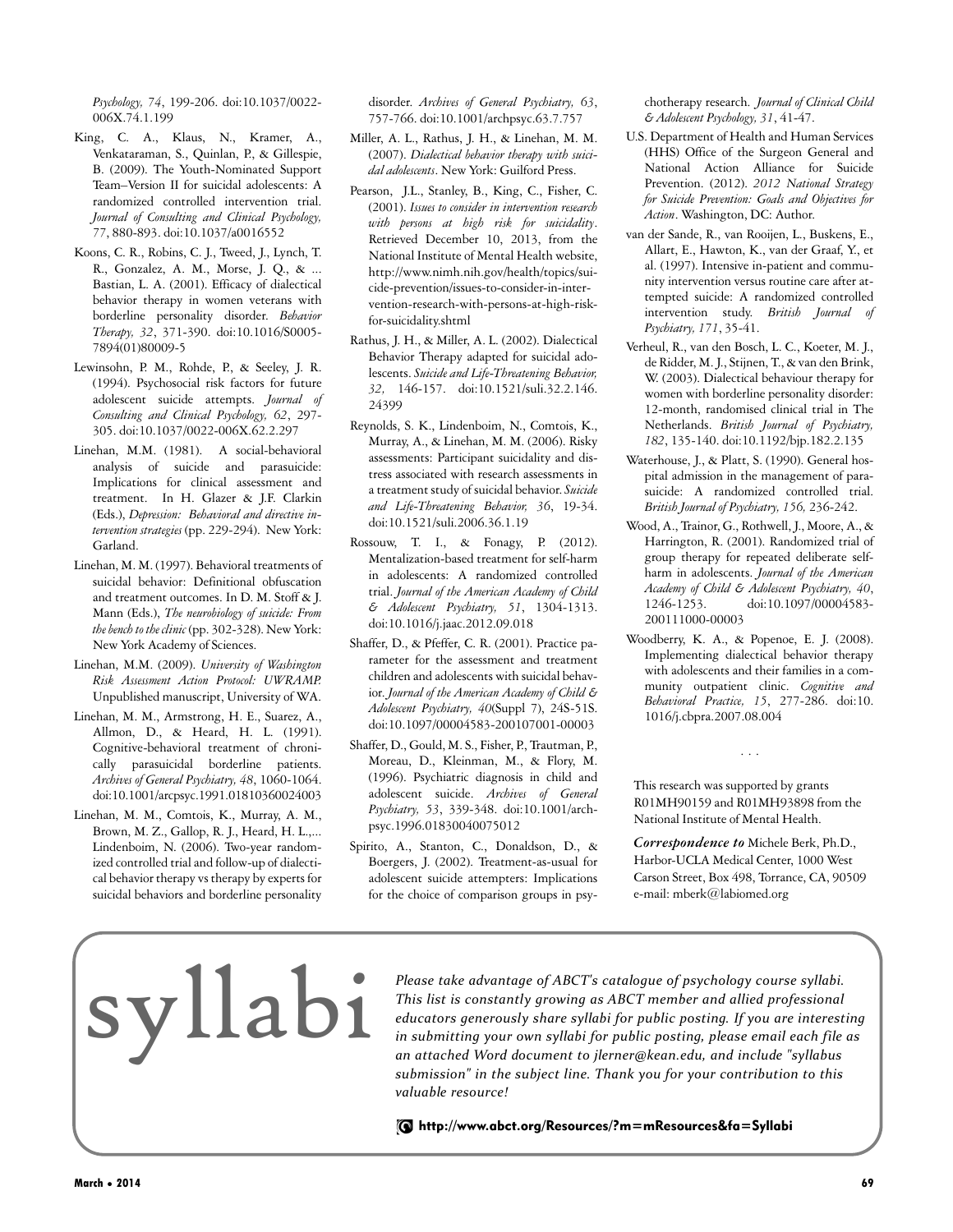*Psychology, 74*, 199-206. doi:10.1037/0022-006X.74.1.199

King, C. A., Klaus, N., Kramer, A., Venkataraman, S., Quinlan, P., & Gillespie, B. (2009). The Youth-Nominated Support Team–Version II for suicidal adolescents: A randomized controlled intervention trial. *Journal of Consulting and Clinical Psychology, 77*, 880-893. doi:10.1037/a0016552

Koons, C. R., Robins, C. J., Tweed, J., Lynch, T. R., Gonzalez, A. M., Morse, J. Q., & ... Bastian, L. A. (2001). Efficacy of dialectical behavior therapy in women veterans with borderline personality disorder. *Behavior Therapy, 32*, 371-390. doi:10.1016/S0005-7894(01)80009-5

Lewinsohn, P. M., Rohde, P., & Seeley, J. R. (1994). Psychosocial risk factors for future adolescent suicide attempts. *Journal of Consulting and Clinical Psychology, 62*, 297-305. doi:10.1037/0022-006X.62.2.297

Linehan, M.M. (1981). A social-behavioral analysis of suicide and parasuicide: Implications for clinical assessment and treatment. In H. Glazer & J.F. Clarkin (Eds.), *Depression: Behavioral and directive intervention strategies* (pp. 229-294). New York: Garland.

Linehan, M. M. (1997). Behavioral treatments of suicidal behavior: Definitional obfuscation and treatment outcomes. In D. M. Stoff & J. Mann (Eds.), *The neurobiology of suicide: From the bench to the clinic* (pp. 302-328). New York: New York Academy of Sciences.

Linehan, M.M. (2009). *University of Washington Risk Assessment Action Protocol: UWRAMP.* Unpublished manuscript, University of WA.

Linehan, M. M., Armstrong, H. E., Suarez, A., Allmon, D., & Heard, H. L. (1991). Cognitive-behavioral treatment of chronically parasuicidal borderline patients. *Archives of General Psychiatry, 48*, 1060-1064. doi:10.1001/arcpsyc.1991.01810360024003

Linehan, M. M., Comtois, K., Murray, A. M., Brown, M. Z., Gallop, R. J., Heard, H. L.,... Lindenboim, N. (2006). Two-year randomized controlled trial and follow-up of dialectical behavior therapy vs therapy by experts for suicidal behaviors and borderline personality disorder. *Archives of General Psychiatry, 63*, 757-766. doi:10.1001/archpsyc.63.7.757

Miller, A. L., Rathus, J. H., & Linehan, M. M. (2007). *Dialectical behavior therapy with suicidal adolescents*. New York: Guilford Press.

Pearson, J.L., Stanley, B., King, C., Fisher, C. (2001). *Issues to consider in intervention research with persons at high risk for suicidality*. Retrieved December 10, 2013, from the National Institute of Mental Health website, http://www.nimh.nih.gov/health/topics/suicide-prevention/issues-to-consider-in-intervention-research-with-persons-at-high-risk-for-suicidality.shtml

Rathus, J. H., & Miller, A. L. (2002). Dialectical Behavior Therapy adapted for suicidal adolescents. *Suicide and Life-Threatening Behavior, 32,* 146-157. doi:10.1521/suli.32.2.146.24399

Reynolds, S. K., Lindenboim, N., Comtois, K., Murray, A., & Linehan, M. M. (2006). Risky assessments: Participant suicidality and distress associated with research assessments in a treatment study of suicidal behavior. *Suicide and Life-Threatening Behavior, 36*, 19-34. doi:10.1521/suli.2006.36.1.19

Rossouw, T. I., & Fonagy, P. (2012). Mentalization-based treatment for self-harm in adolescents: A randomized controlled trial. *Journal of the American Academy of Child & Adolescent Psychiatry, 51*, 1304-1313. doi:10.1016/j.jaac.2012.09.018

Shaffer, D., & Pfeffer, C. R. (2001). Practice parameter for the assessment and treatment children and adolescents with suicidal behavior. *Journal of the American Academy of Child & Adolescent Psychiatry, 40*(Suppl 7), 24S-51S. doi:10.1097/00004583-200107001-00003

Shaffer, D., Gould, M. S., Fisher, P., Trautman, P., Moreau, D., Kleinman, M., & Flory, M. (1996). Psychiatric diagnosis in child and adolescent suicide. *Archives of General Psychiatry, 53*, 339-348. doi:10.1001/archpsyc.1996.01830040075012

Spirito, A., Stanton, C., Donaldson, D., & Boergers, J. (2002). Treatment-as-usual for adolescent suicide attempters: Implications for the choice of comparison groups in psychotherapy research. *Journal of Clinical Child & Adolescent Psychology, 31*, 41-47.

U.S. Department of Health and Human Services (HHS) Office of the Surgeon General and National Action Alliance for Suicide Prevention. (2012). *2012 National Strategy for Suicide Prevention: Goals and Objectives for Action*. Washington, DC: Author.

van der Sande, R., van Rooijen, L., Buskens, E., Allart, E., Hawton, K., van der Graaf, Y., et al. (1997). Intensive in-patient and community intervention versus routine care after attempted suicide: A randomized controlled intervention study. *British Journal of Psychiatry, 171*, 35-41.

Verheul, R., van den Bosch, L. C., Koeter, M. J., de Ridder, M. J., Stijnen, T., & van den Brink, W. (2003). Dialectical behaviour therapy for women with borderline personality disorder: 12-month, randomised clinical trial in The Netherlands. *British Journal of Psychiatry, 182*, 135-140. doi:10.1192/bjp.182.2.135

Waterhouse, J., & Platt, S. (1990). General hospital admission in the management of parasuicide: A randomized controlled trial. *British Journal of Psychiatry, 156,* 236-242.

Wood, A., Trainor, G., Rothwell, J., Moore, A., & Harrington, R. (2001). Randomized trial of group therapy for repeated deliberate self-harm in adolescents. *Journal of the American Academy of Child & Adolescent Psychiatry, 40*, 1246-1253. doi:10.1097/00004583-200111000-00003

Woodberry, K. A., & Popenoe, E. J. (2008). Implementing dialectical behavior therapy with adolescents and their families in a community outpatient clinic. *Cognitive and Behavioral Practice, 15*, 277-286. doi:10.1016/j.cbpra.2007.08.004

. . .

This research was supported by grants R01MH90159 and R01MH93898 from the National Institute of Mental Health.

***Correspondence to*** Michele Berk, Ph.D., Harbor-UCLA Medical Center, 1000 West Carson Street, Box 498, Torrance, CA, 90509 e-mail: mberk@labiomed.org

# syllabi

*Please take advantage of ABCT's catalogue of psychology course syllabi. This list is constantly growing as ABCT member and allied professional educators generously share syllabi for public posting. If you are interesting in submitting your own syllabi for public posting, please email each file as an attached Word document to jlerner@kean.edu, and include "syllabus submission" in the subject line. Thank you for your contribution to this valuable resource!*

**http://www.abct.org/Resources/?m=mResources&fa=Syllabi**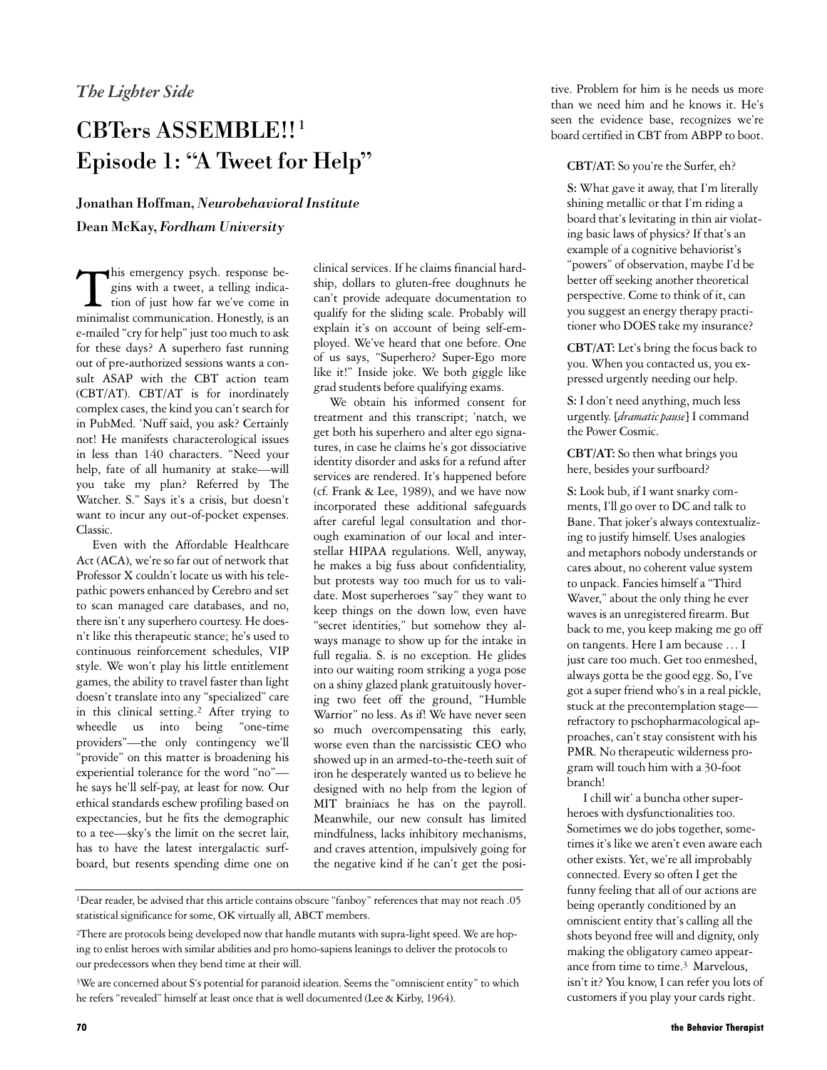*The Lighter Side*

# CBTers ASSEMBLE!![1] Episode 1: "A Tweet for Help"

**Jonathan Hoffman,** ***Neurobehavioral Institute***

**Dean McKay,** ***Fordham University***

This emergency psych. response begins with a tweet, a telling indication of just how far we've come in minimalist communication. Honestly, is an e-mailed "cry for help" just too much to ask for these days? A superhero fast running out of pre-authorized sessions wants a consult ASAP with the CBT action team (CBT/AT). CBT/AT is for inordinately complex cases, the kind you can't search for in PubMed. 'Nuff said, you ask? Certainly not! He manifests characterological issues in less than 140 characters. "Need your help, fate of all humanity at stake—will you take my plan? Referred by The Watcher. S." Says it's a crisis, but doesn't want to incur any out-of-pocket expenses. Classic.

Even with the Affordable Healthcare Act (ACA), we're so far out of network that Professor X couldn't locate us with his telepathic powers enhanced by Cerebro and set to scan managed care databases, and no, there isn't any superhero courtesy. He doesn't like this therapeutic stance; he's used to continuous reinforcement schedules, VIP style. We won't play his little entitlement games, the ability to travel faster than light doesn't translate into any "specialized" care in this clinical setting.[2] After trying to wheedle us into being "one-time providers"—the only contingency we'll "provide" on this matter is broadening his experiential tolerance for the word "no"—he says he'll self-pay, at least for now. Our ethical standards eschew profiling based on expectancies, but he fits the demographic to a tee—sky's the limit on the secret lair, has to have the latest intergalactic surfboard, but resents spending dime one on clinical services. If he claims financial hardship, dollars to gluten-free doughnuts he can't provide adequate documentation to qualify for the sliding scale. Probably will explain it's on account of being self-employed. We've heard that one before. One of us says, "Superhero? Super-Ego more like it!" Inside joke. We both giggle like grad students before qualifying exams.

We obtain his informed consent for treatment and this transcript; 'natch, we get both his superhero and alter ego signatures, in case he claims he's got dissociative identity disorder and asks for a refund after services are rendered. It's happened before (cf. Frank & Lee, 1989), and we have now incorporated these additional safeguards after careful legal consultation and thorough examination of our local and interstellar HIPAA regulations. Well, anyway, he makes a big fuss about confidentiality, but protests way too much for us to validate. Most superheroes "say" they want to keep things on the down low, even have "secret identities," but somehow they always manage to show up for the intake in full regalia. S. is no exception. He glides into our waiting room striking a yoga pose on a shiny glazed plank gratuitously hovering two feet off the ground, "Humble Warrior" no less. As if! We have never seen so much overcompensating this early, worse even than the narcissistic CEO who showed up in an armed-to-the-teeth suit of iron he desperately wanted us to believe he designed with no help from the legion of MIT brainiacs he has on the payroll. Meanwhile, our new consult has limited mindfulness, lacks inhibitory mechanisms, and craves attention, impulsively going for the negative kind if he can't get the positive. Problem for him is he needs us more than we need him and he knows it. He's seen the evidence base, recognizes we're board certified in CBT from ABPP to boot.

> **CBT/AT:** So you're the Surfer, eh?
>
> **S:** What gave it away, that I'm literally shining metallic or that I'm riding a board that's levitating in thin air violating basic laws of physics? If that's an example of a cognitive behaviorist's "powers" of observation, maybe I'd be better off seeking another theoretical perspective. Come to think of it, can you suggest an energy therapy practitioner who DOES take my insurance?
>
> **CBT/AT:** Let's bring the focus back to you. When you contacted us, you expressed urgently needing our help.
>
> **S:** I don't need anything, much less urgently. [*dramatic pause*] I command the Power Cosmic.
>
> **CBT/AT:** So then what brings you here, besides your surfboard?
>
> **S:** Look bub, if I want snarky comments, I'll go over to DC and talk to Bane. That joker's always contextualizing to justify himself. Uses analogies and metaphors nobody understands or cares about, no coherent value system to unpack. Fancies himself a "Third Waver," about the only thing he ever waves is an unregistered firearm. But back to me, you keep making me go off on tangents. Here I am because … I just care too much. Get too enmeshed, always gotta be the good egg. So, I've got a super friend who's in a real pickle, stuck at the precontemplation stage—refractory to pschopharmacological approaches, can't stay consistent with his PMR. No therapeutic wilderness program will touch him with a 30-foot branch!
>
> I chill wit' a buncha other superheroes with dysfunctionalities too. Sometimes we do jobs together, sometimes it's like we aren't even aware each other exists. Yet, we're all improbably connected. Every so often I get the funny feeling that all of our actions are being operantly conditioned by an omniscient entity that's calling all the shots beyond free will and dignity, only making the obligatory cameo appearance from time to time.[3] Marvelous, isn't it? You know, I can refer you lots of customers if you play your cards right.

---

[1]Dear reader, be advised that this article contains obscure "fanboy" references that may not reach .05 statistical significance for some, OK virtually all, ABCT members.

[2]There are protocols being developed now that handle mutants with supra-light speed. We are hoping to enlist heroes with similar abilities and pro homo-sapiens leanings to deliver the protocols to our predecessors when they bend time at their will.

[3]We are concerned about S's potential for paranoid ideation. Seems the "omniscient entity" to which he refers "revealed" himself at least once that is well documented (Lee & Kirby, 1964).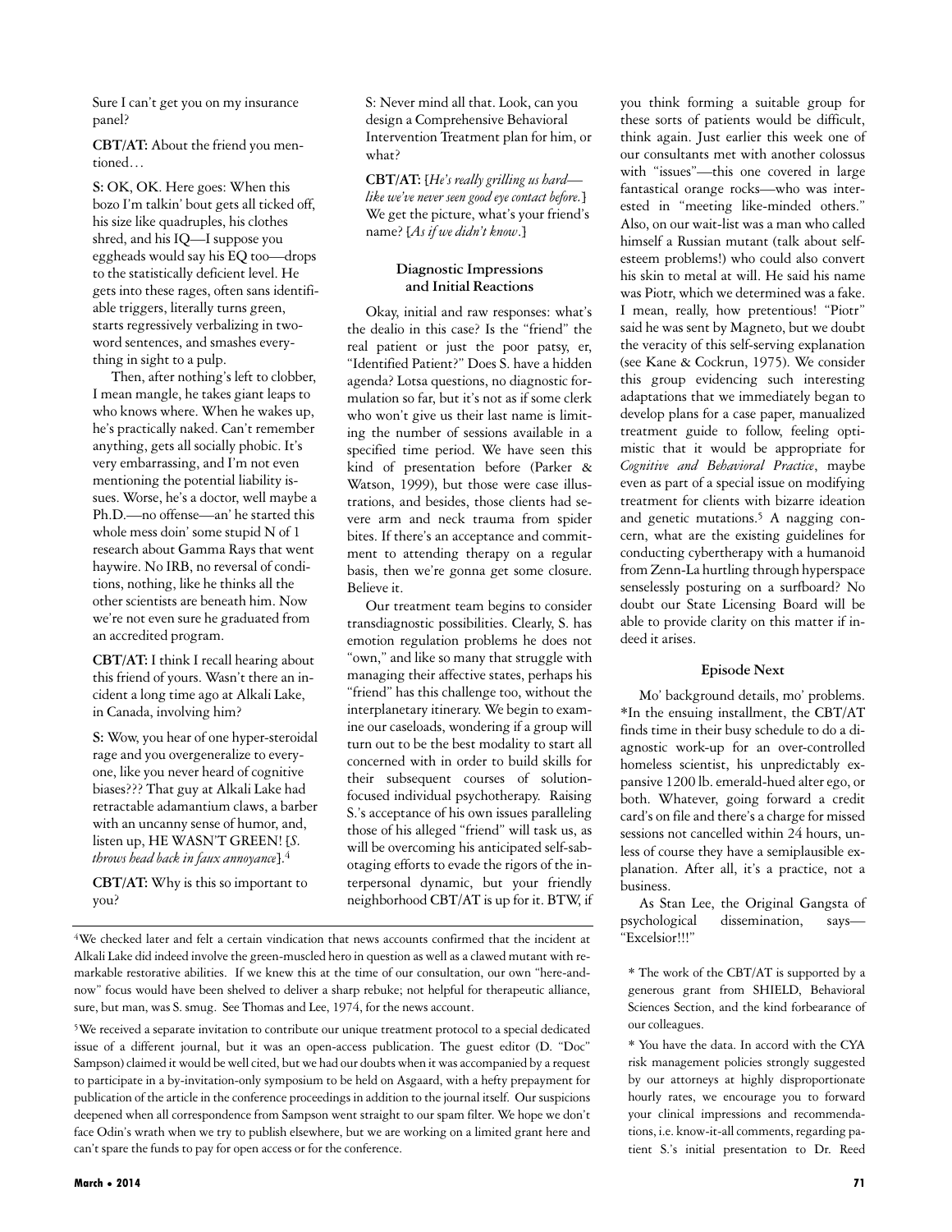Sure I can't get you on my insurance panel?

**CBT/AT:** About the friend you mentioned…

**S:** OK, OK. Here goes: When this bozo I'm talkin' bout gets all ticked off, his size like quadruples, his clothes shred, and his IQ—I suppose you eggheads would say his EQ too—drops to the statistically deficient level. He gets into these rages, often sans identifiable triggers, literally turns green, starts regressively verbalizing in two-word sentences, and smashes everything in sight to a pulp.

Then, after nothing's left to clobber, I mean mangle, he takes giant leaps to who knows where. When he wakes up, he's practically naked. Can't remember anything, gets all socially phobic. It's very embarrassing, and I'm not even mentioning the potential liability issues. Worse, he's a doctor, well maybe a Ph.D.—no offense—an' he started this whole mess doin' some stupid N of 1 research about Gamma Rays that went haywire. No IRB, no reversal of conditions, nothing, like he thinks all the other scientists are beneath him. Now we're not even sure he graduated from an accredited program.

**CBT/AT:** I think I recall hearing about this friend of yours. Wasn't there an incident a long time ago at Alkali Lake, in Canada, involving him?

**S:** Wow, you hear of one hyper-steroidal rage and you overgeneralize to everyone, like you never heard of cognitive biases??? That guy at Alkali Lake had retractable adamantium claws, a barber with an uncanny sense of humor, and, listen up, HE WASN'T GREEN! [*S. throws head back in faux annoyance*].[4]

**CBT/AT:** Why is this so important to you?

**S:** Never mind all that. Look, can you design a Comprehensive Behavioral Intervention Treatment plan for him, or what?

**CBT/AT:** [*He's really grilling us hard—like we've never seen good eye contact before.*] We get the picture, what's your friend's name? [*As if we didn't know*.]

### Diagnostic Impressions and Initial Reactions

Okay, initial and raw responses: what's the dealio in this case? Is the "friend" the real patient or just the poor patsy, er, "Identified Patient?" Does S. have a hidden agenda? Lotsa questions, no diagnostic formulation so far, but it's not as if some clerk who won't give us their last name is limiting the number of sessions available in a specified time period. We have seen this kind of presentation before (Parker & Watson, 1999), but those were case illustrations, and besides, those clients had severe arm and neck trauma from spider bites. If there's an acceptance and commitment to attending therapy on a regular basis, then we're gonna get some closure. Believe it.

Our treatment team begins to consider transdiagnostic possibilities. Clearly, S. has emotion regulation problems he does not "own," and like so many that struggle with managing their affective states, perhaps his "friend" has this challenge too, without the interplanetary itinerary. We begin to examine our caseloads, wondering if a group will turn out to be the best modality to start all concerned with in order to build skills for their subsequent courses of solution-focused individual psychotherapy. Raising S.'s acceptance of his own issues paralleling those of his alleged "friend" will task us, as will be overcoming his anticipated self-sabotaging efforts to evade the rigors of the interpersonal dynamic, but your friendly neighborhood CBT/AT is up for it. BTW, if you think forming a suitable group for these sorts of patients would be difficult, think again. Just earlier this week one of our consultants met with another colossus with "issues"—this one covered in large fantastical orange rocks—who was interested in "meeting like-minded others." Also, on our wait-list was a man who called himself a Russian mutant (talk about self-esteem problems!) who could also convert his skin to metal at will. He said his name was Piotr, which we determined was a fake. I mean, really, how pretentious! "Piotr" said he was sent by Magneto, but we doubt the veracity of this self-serving explanation (see Kane & Cockrun, 1975). We consider this group evidencing such interesting adaptations that we immediately began to develop plans for a case paper, manualized treatment guide to follow, feeling optimistic that it would be appropriate for *Cognitive and Behavioral Practice*, maybe even as part of a special issue on modifying treatment for clients with bizarre ideation and genetic mutations.[5] A nagging concern, what are the existing guidelines for conducting cybertherapy with a humanoid from Zenn-La hurtling through hyperspace senselessly posturing on a surfboard? No doubt our State Licensing Board will be able to provide clarity on this matter if indeed it arises.

### Episode Next

Mo' background details, mo' problems. *In the ensuing installment, the CBT/AT finds time in their busy schedule to do a diagnostic work-up for an over-controlled homeless scientist, his unpredictably expansive 1200 lb. emerald-hued alter ego, or both. Whatever, going forward a credit card's on file and there's a charge for missed sessions not cancelled within 24 hours, unless of course they have a semiplausible explanation. After all, it's a practice, not a business.

As Stan Lee, the Original Gangsta of psychological dissemination, says—"Excelsior!!!"

* The work of the CBT/AT is supported by a generous grant from SHIELD, Behavioral Sciences Section, and the kind forbearance of our colleagues.

* You have the data. In accord with the CYA risk management policies strongly suggested by our attorneys at highly disproportionate hourly rates, we encourage you to forward your clinical impressions and recommendations, i.e. know-it-all comments, regarding patient S.'s initial presentation to Dr. Reed

---

[4]We checked later and felt a certain vindication that news accounts confirmed that the incident at Alkali Lake did indeed involve the green-muscled hero in question as well as a clawed mutant with remarkable restorative abilities. If we knew this at the time of our consultation, our own "here-and-now" focus would have been shelved to deliver a sharp rebuke; not helpful for therapeutic alliance, sure, but man, was S. smug. See Thomas and Lee, 1974, for the news account.

[5]We received a separate invitation to contribute our unique treatment protocol to a special dedicated issue of a different journal, but it was an open-access publication. The guest editor (D. "Doc" Sampson) claimed it would be well cited, but we had our doubts when it was accompanied by a request to participate in a by-invitation-only symposium to be held on Asgaard, with a hefty prepayment for publication of the article in the conference proceedings in addition to the journal itself. Our suspicions deepened when all correspondence from Sampson went straight to our spam filter. We hope we don't face Odin's wrath when we try to publish elsewhere, but we are working on a limited grant here and can't spare the funds to pay for open access or for the conference.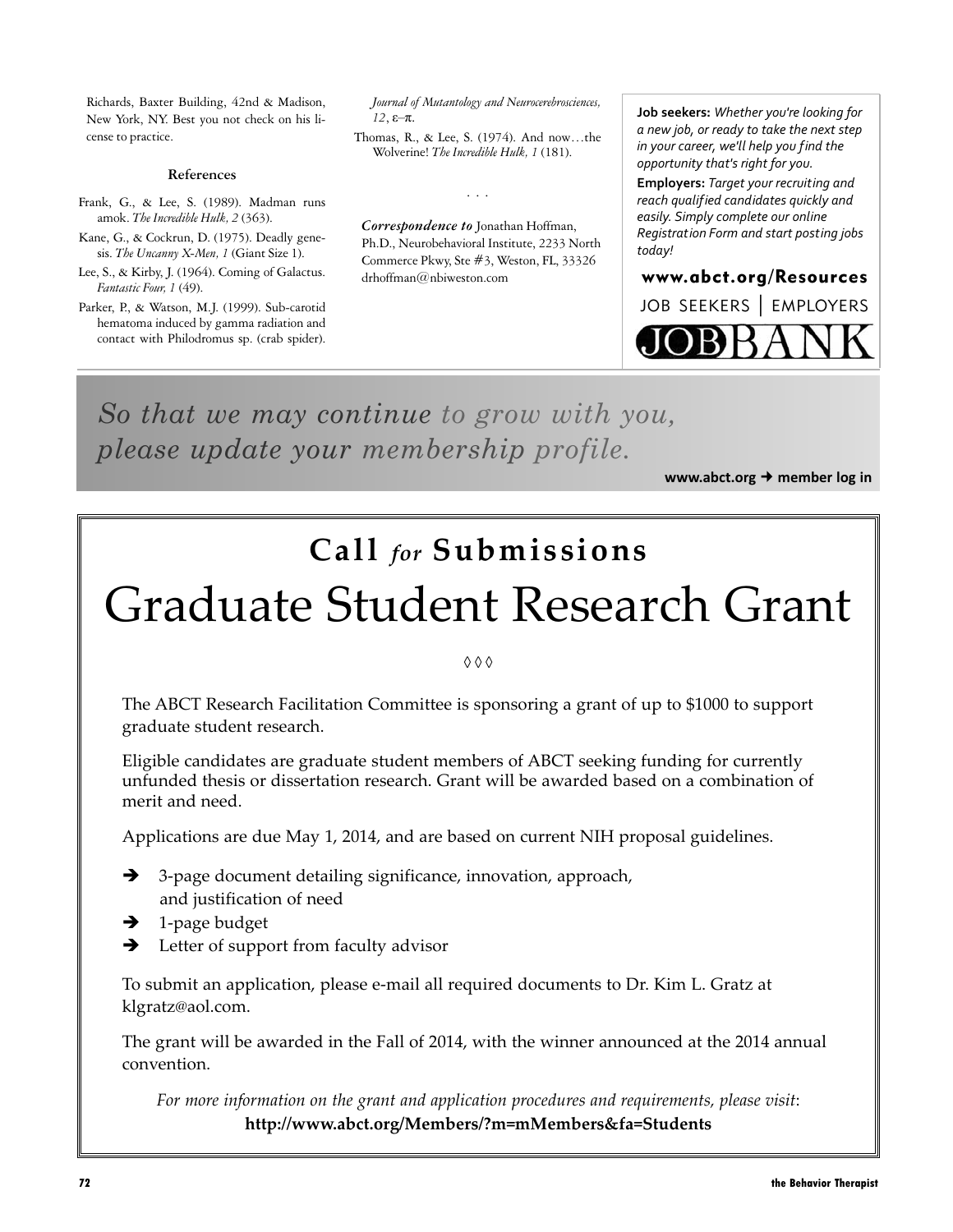Richards, Baxter Building, 42nd & Madison, New York, NY. Best you not check on his license to practice.

### References

Frank, G., & Lee, S. (1989). Madman runs amok. *The Incredible Hulk, 2* (363).

Kane, G., & Cockrun, D. (1975). Deadly genesis. *The Uncanny X-Men, 1* (Giant Size 1).

Lee, S., & Kirby, J. (1964). Coming of Galactus. *Fantastic Four, 1* (49).

Parker, P., & Watson, M.J. (1999). Sub-carotid hematoma induced by gamma radiation and contact with Philodromus sp. (crab spider). *Journal of Mutantology and Neurocerebrosciences, 12*, ε–π.

Thomas, R., & Lee, S. (1974). And now…the Wolverine! *The Incredible Hulk, 1* (181).

. . .

***Correspondence to*** Jonathan Hoffman, Ph.D., Neurobehavioral Institute, 2233 North Commerce Pkwy, Ste #3, Weston, FL, 33326 drhoffman@nbiweston.com

**Job seekers:** *Whether you're looking for a new job, or ready to take the next step in your career, we'll help you find the opportunity that's right for you.*

**Employers:** *Target your recruiting and reach qualified candidates quickly and easily. Simply complete our online Registration Form and start posting jobs today!*

**www.abct.org/Resources**

JOB SEEKERS | EMPLOYERS

JOBBANK

*So that we may continue to grow with you, please update your membership profile.*

**www.abct.org → member log in**

## Call *for* Submissions

# Graduate Student Research Grant

◊◊◊

The ABCT Research Facilitation Committee is sponsoring a grant of up to $1000 to support graduate student research.

Eligible candidates are graduate student members of ABCT seeking funding for currently unfunded thesis or dissertation research. Grant will be awarded based on a combination of merit and need.

Applications are due May 1, 2014, and are based on current NIH proposal guidelines.

- 3-page document detailing significance, innovation, approach, and justification of need
- 1-page budget
- Letter of support from faculty advisor

To submit an application, please e-mail all required documents to Dr. Kim L. Gratz at klgratz@aol.com.

The grant will be awarded in the Fall of 2014, with the winner announced at the 2014 annual convention.

*For more information on the grant and application procedures and requirements, please visit*:
**http://www.abct.org/Members/?m=mMembers&fa=Students**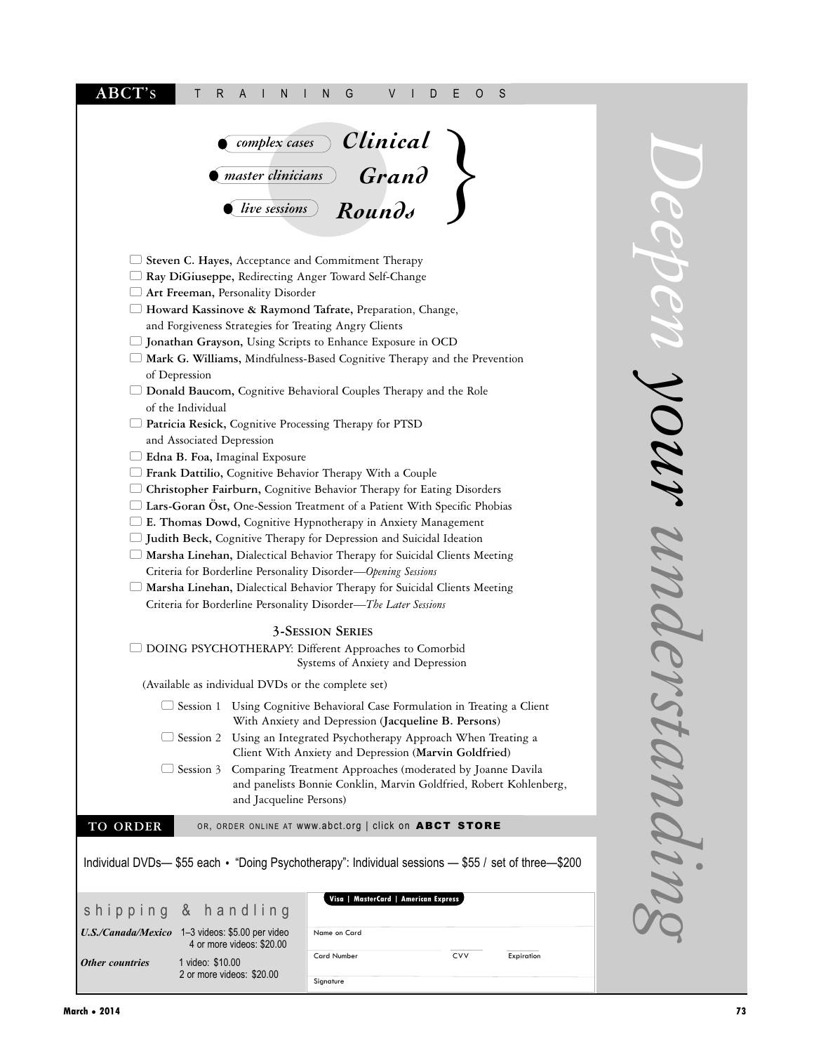# ABCT's TRAINING VIDEOS

## Clinical Grand Rounds

- *complex cases*
- *master clinicians*
- *live sessions*

- ☐ **Steven C. Hayes,** Acceptance and Commitment Therapy
- ☐ **Ray DiGiuseppe,** Redirecting Anger Toward Self-Change
- ☐ **Art Freeman,** Personality Disorder
- ☐ **Howard Kassinove & Raymond Tafrate,** Preparation, Change, and Forgiveness Strategies for Treating Angry Clients
- ☐ **Jonathan Grayson,** Using Scripts to Enhance Exposure in OCD
- ☐ **Mark G. Williams,** Mindfulness-Based Cognitive Therapy and the Prevention of Depression
- ☐ **Donald Baucom,** Cognitive Behavioral Couples Therapy and the Role of the Individual
- ☐ **Patricia Resick,** Cognitive Processing Therapy for PTSD and Associated Depression
- ☐ **Edna B. Foa,** Imaginal Exposure
- ☐ **Frank Dattilio,** Cognitive Behavior Therapy With a Couple
- ☐ **Christopher Fairburn,** Cognitive Behavior Therapy for Eating Disorders
- ☐ **Lars-Goran Öst,** One-Session Treatment of a Patient With Specific Phobias
- ☐ **E. Thomas Dowd,** Cognitive Hypnotherapy in Anxiety Management
- ☐ **Judith Beck,** Cognitive Therapy for Depression and Suicidal Ideation
- ☐ **Marsha Linehan,** Dialectical Behavior Therapy for Suicidal Clients Meeting Criteria for Borderline Personality Disorder—*Opening Sessions*
- ☐ **Marsha Linehan,** Dialectical Behavior Therapy for Suicidal Clients Meeting Criteria for Borderline Personality Disorder—*The Later Sessions*

### 3-Session Series

☐ DOING PSYCHOTHERAPY: Different Approaches to Comorbid Systems of Anxiety and Depression

(Available as individual DVDs or the complete set)

- ☐ Session 1 Using Cognitive Behavioral Case Formulation in Treating a Client With Anxiety and Depression (**Jacqueline B. Persons**)
- ☐ Session 2 Using an Integrated Psychotherapy Approach When Treating a Client With Anxiety and Depression (**Marvin Goldfried**)
- ☐ Session 3 Comparing Treatment Approaches (moderated by Joanne Davila and panelists Bonnie Conklin, Marvin Goldfried, Robert Kohlenberg, and Jacqueline Persons)

## TO ORDER

OR, ORDER ONLINE AT www.abct.org | click on **ABCT STORE**

Individual DVDs— $55 each • "Doing Psychotherapy": Individual sessions — $55 / set of three—$200

### shipping & handling

| | |
|---|---|
| ***U.S./Canada/Mexico*** | 1–3 videos: $5.00 per video<br>4 or more videos: $20.00 |
| ***Other countries*** | 1 video: $10.00<br>2 or more videos: $20.00 |

**Visa | MasterCard | American Express**

Name on Card

Card Number CVV Expiration

Signature

*Deepen your understanding*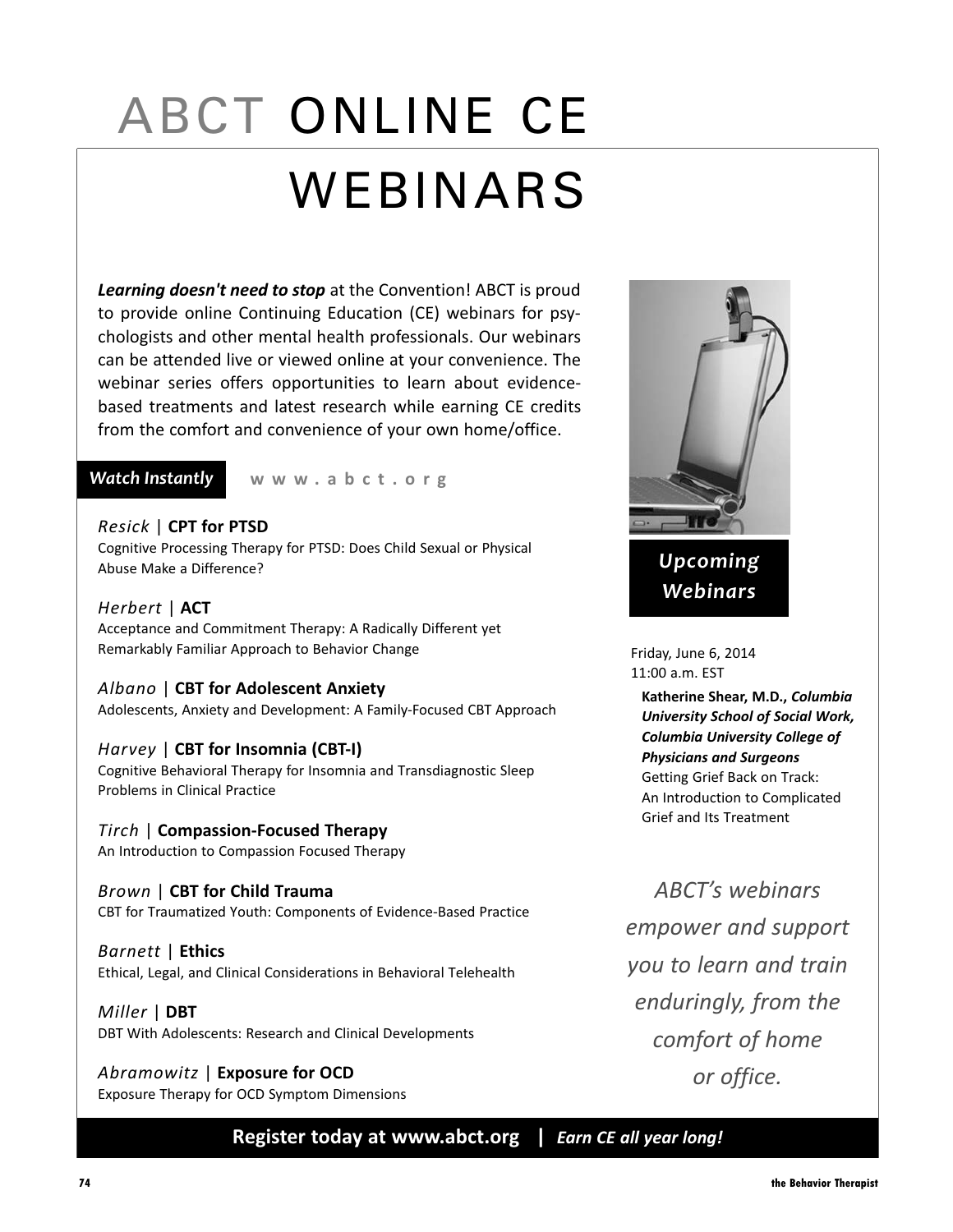# ABCT ONLINE CE WEBINARS

***Learning doesn't need to stop*** at the Convention! ABCT is proud to provide online Continuing Education (CE) webinars for psychologists and other mental health professionals. Our webinars can be attended live or viewed online at your convenience. The webinar series offers opportunities to learn about evidence-based treatments and latest research while earning CE credits from the comfort and convenience of your own home/office.

***Watch Instantly*** **www.abct.org**

*Resick* | **CPT for PTSD**
Cognitive Processing Therapy for PTSD: Does Child Sexual or Physical Abuse Make a Difference?

*Herbert* | **ACT**
Acceptance and Commitment Therapy: A Radically Different yet Remarkably Familiar Approach to Behavior Change

*Albano* | **CBT for Adolescent Anxiety**
Adolescents, Anxiety and Development: A Family-Focused CBT Approach

*Harvey* | **CBT for Insomnia (CBT-I)**
Cognitive Behavioral Therapy for Insomnia and Transdiagnostic Sleep Problems in Clinical Practice

*Tirch* | **Compassion-Focused Therapy**
An Introduction to Compassion Focused Therapy

*Brown* | **CBT for Child Trauma**
CBT for Traumatized Youth: Components of Evidence-Based Practice

*Barnett* | **Ethics**
Ethical, Legal, and Clinical Considerations in Behavioral Telehealth

*Miller* | **DBT**
DBT With Adolescents: Research and Clinical Developments

*Abramowitz* | **Exposure for OCD**
Exposure Therapy for OCD Symptom Dimensions

## *Upcoming Webinars*

Friday, June 6, 2014
11:00 a.m. EST

**Katherine Shear, M.D.,** ***Columbia University School of Social Work, Columbia University College of Physicians and Surgeons***
Getting Grief Back on Track: An Introduction to Complicated Grief and Its Treatment

*ABCT's webinars empower and support you to learn and train enduringly, from the comfort of home or office.*

**Register today at www.abct.org** | ***Earn CE all year long!***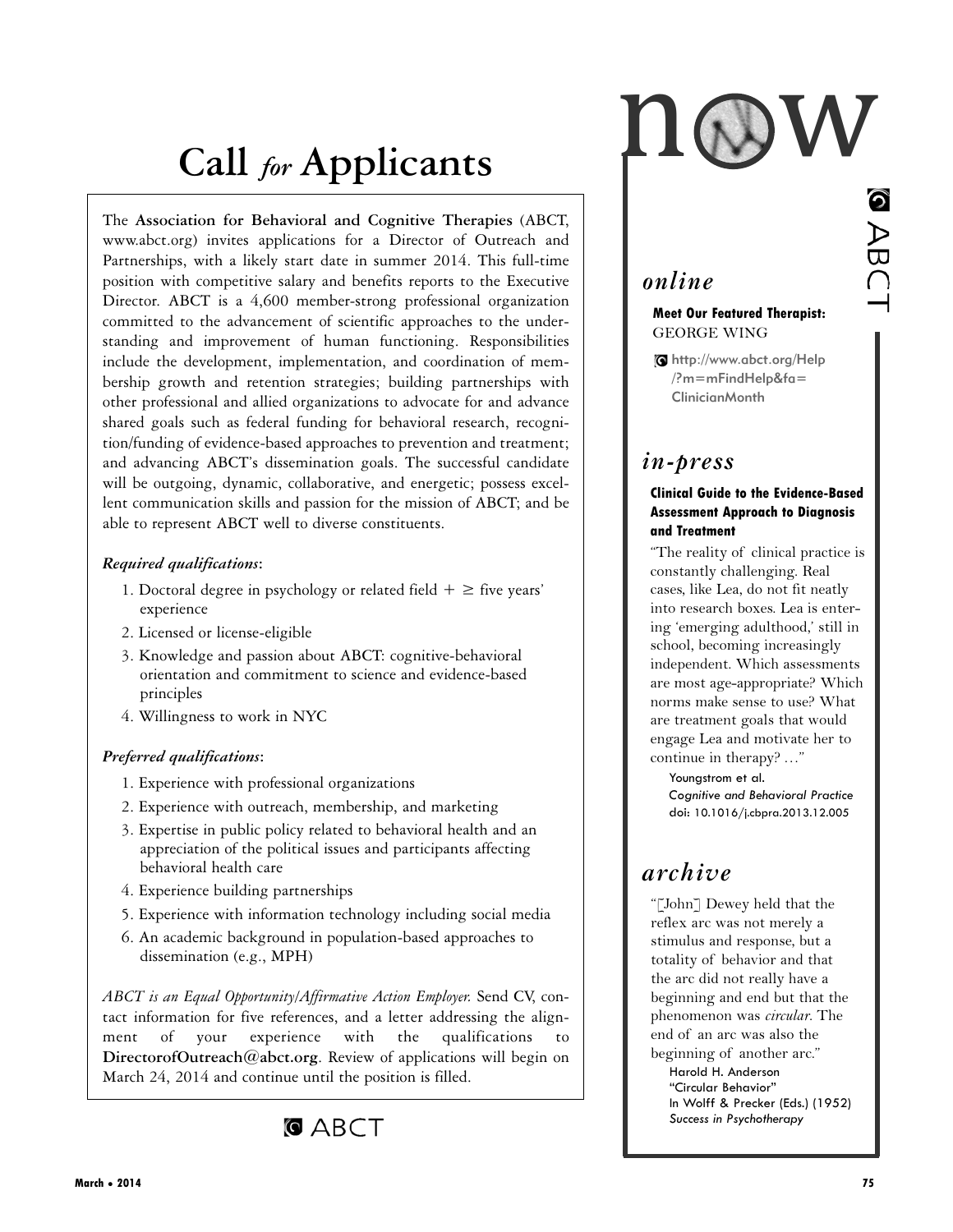# Call *for* Applicants

The **Association for Behavioral and Cognitive Therapies** (ABCT, www.abct.org) invites applications for a Director of Outreach and Partnerships, with a likely start date in summer 2014. This full-time position with competitive salary and benefits reports to the Executive Director. ABCT is a 4,600 member-strong professional organization committed to the advancement of scientific approaches to the understanding and improvement of human functioning. Responsibilities include the development, implementation, and coordination of membership growth and retention strategies; building partnerships with other professional and allied organizations to advocate for and advance shared goals such as federal funding for behavioral research, recognition/funding of evidence-based approaches to prevention and treatment; and advancing ABCT's dissemination goals. The successful candidate will be outgoing, dynamic, collaborative, and energetic; possess excellent communication skills and passion for the mission of ABCT; and be able to represent ABCT well to diverse constituents.

***Required qualifications*:**

1. Doctoral degree in psychology or related field + ≥ five years' experience
2. Licensed or license-eligible
3. Knowledge and passion about ABCT: cognitive-behavioral orientation and commitment to science and evidence-based principles
4. Willingness to work in NYC

***Preferred qualifications*:**

1. Experience with professional organizations
2. Experience with outreach, membership, and marketing
3. Expertise in public policy related to behavioral health and an appreciation of the political issues and participants affecting behavioral health care
4. Experience building partnerships
5. Experience with information technology including social media
6. An academic background in population-based approaches to dissemination (e.g., MPH)

*ABCT is an Equal Opportunity/Affirmative Action Employer.* Send CV, contact information for five references, and a letter addressing the alignment of your experience with the qualifications to **DirectorofOutreach@abct.org**. Review of applications will begin on March 24, 2014 and continue until the position is filled.

ABCT

# now

ABCT

## *online*

**Meet Our Featured Therapist:**
GEORGE WING

http://www.abct.org/Help/?m=mFindHelp&fa=ClinicianMonth

## *in-press*

**Clinical Guide to the Evidence-Based Assessment Approach to Diagnosis and Treatment**

"The reality of clinical practice is constantly challenging. Real cases, like Lea, do not fit neatly into research boxes. Lea is entering 'emerging adulthood,' still in school, becoming increasingly independent. Which assessments are most age-appropriate? Which norms make sense to use? What are treatment goals that would engage Lea and motivate her to continue in therapy? …"

Youngstrom et al.
*Cognitive and Behavioral Practice*
doi: 10.1016/j.cbpra.2013.12.005

## *archive*

"[John] Dewey held that the reflex arc was not merely a stimulus and response, but a totality of behavior and that the arc did not really have a beginning and end but that the phenomenon was *circular*. The end of an arc was also the beginning of another arc."

Harold H. Anderson
"Circular Behavior"
In Wolff & Precker (Eds.) (1952)
*Success in Psychotherapy*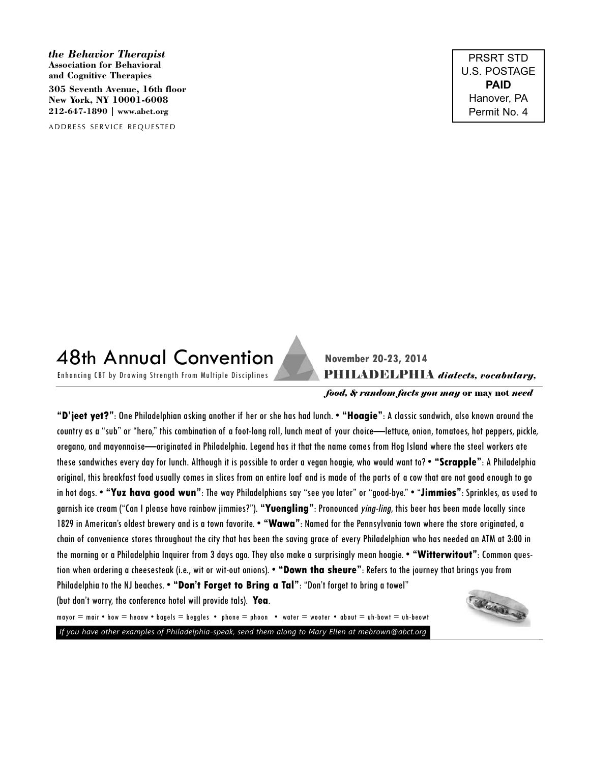*the Behavior Therapist*
**Association for Behavioral and Cognitive Therapies**
**305 Seventh Avenue, 16th floor**
**New York, NY 10001-6008**
**212-647-1890 | www.abct.org**

ADDRESS SERVICE REQUESTED

PRSRT STD
U.S. POSTAGE
**PAID**
Hanover, PA
Permit No. 4

# 48th Annual Convention

Enhancing CBT by Drawing Strength From Multiple Disciplines

**November 20-23, 2014**

**PHILADELPHIA** ***dialects, vocabulary, food, & random facts you may*** **or may not** ***need***

**"D'jeet yet?"**: One Philadelphian asking another if her or she has had lunch. • **"Hoagie"**: A classic sandwich, also known around the country as a "sub" or "hero," this combination of a foot-long roll, lunch meat of your choice—lettuce, onion, tomatoes, hot peppers, pickle, oregano, and mayonnaise—originated in Philadelphia. Legend has it that the name comes from Hog Island where the steel workers ate these sandwiches every day for lunch. Although it is possible to order a vegan hoagie, who would want to? • **"Scrapple"**: A Philadelphia original, this breakfast food usually comes in slices from an entire loaf and is made of the parts of a cow that are not good enough to go in hot dogs. • **"Yuz hava good wun"**: The way Philadelphians say "see you later" or "good-bye." • "**Jimmies"**: Sprinkles, as used to garnish ice cream ("Can I please have rainbow jimmies?"). **"Yuengling"**: Pronounced *ying-ling*, this beer has been made locally since 1829 in American's oldest brewery and is a town favorite. • **"Wawa"**: Named for the Pennsylvania town where the store originated, a chain of convenience stores throughout the city that has been the saving grace of every Philadelphian who has needed an ATM at 3:00 in the morning or a Philadelphia Inquirer from 3 days ago. They also make a surprisingly mean hoagie. • **"Witterwitout"**: Common question when ordering a cheesesteak (i.e., wit or wit-out onions). • **"Down tha sheure"**: Refers to the journey that brings you from Philadelphia to the NJ beaches. • **"Don't Forget to Bring a Tal"**: "Don't forget to bring a towel" (but don't worry, the conference hotel will provide tals). **Yea**.

mayor = mair • how = heaow • bagels = beggles • phone = phoon • water = wooter • about = uh-bowt = uh-beowt

*If you have other examples of Philadelphia-speak, send them along to Mary Ellen at mebrown@abct.org*